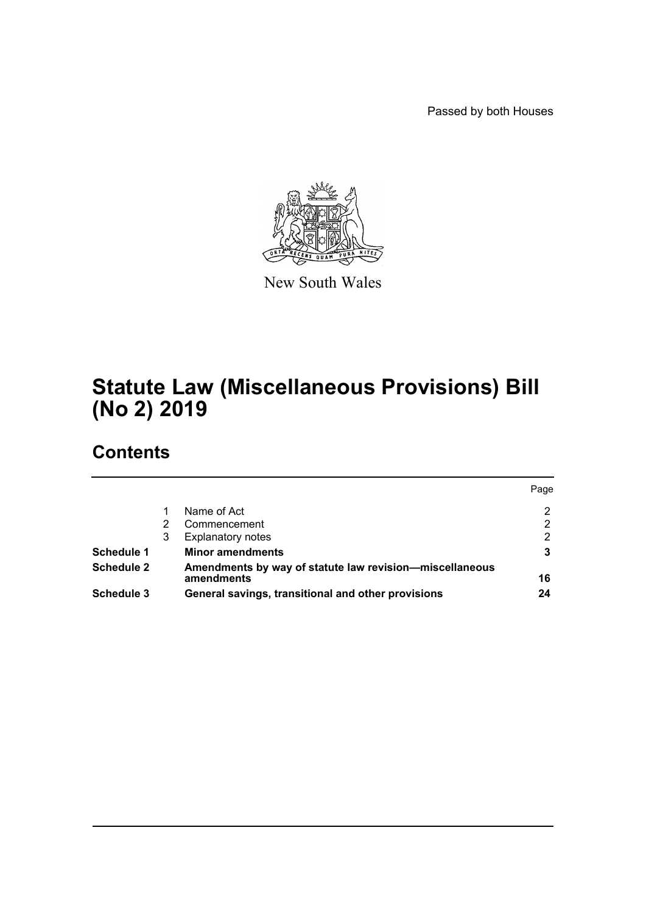Passed by both Houses

New South Wales

# Statute Law (Miscellaneous Provisions) Bill (No 2) 2019

## Contents

| | | | Page |
|---|---|---|---|
| | 1 | Name of Act | 2 |
| | 2 | Commencement | 2 |
| | 3 | Explanatory notes | 2 |
| **Schedule 1** | | **Minor amendments** | **3** |
| **Schedule 2** | | **Amendments by way of statute law revision—miscellaneous amendments** | **16** |
| **Schedule 3** | | **General savings, transitional and other provisions** | **24** |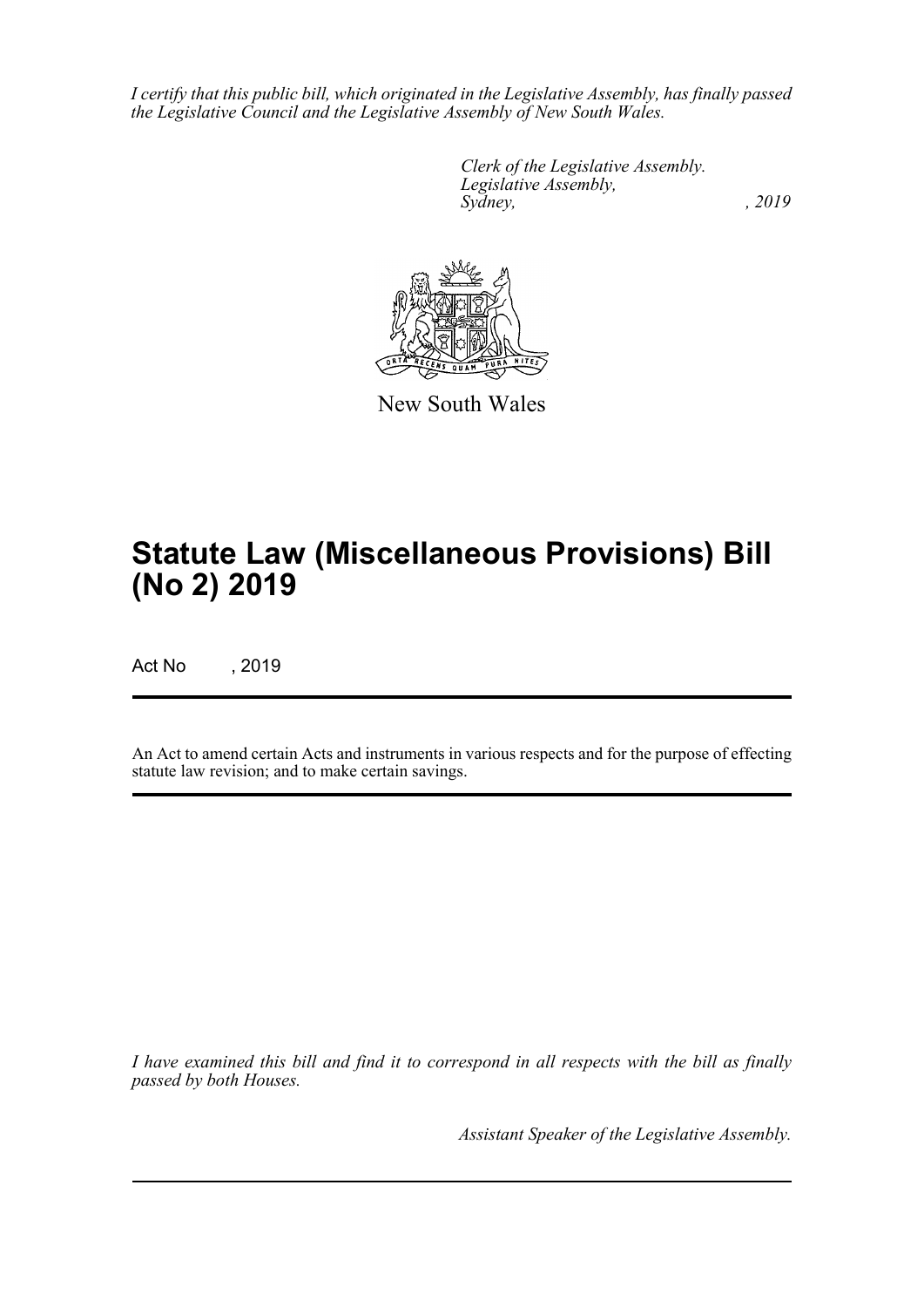*I certify that this public bill, which originated in the Legislative Assembly, has finally passed the Legislative Council and the Legislative Assembly of New South Wales.*

*Clerk of the Legislative Assembly.*
*Legislative Assembly,*
*Sydney, , 2019*

New South Wales

# Statute Law (Miscellaneous Provisions) Bill (No 2) 2019

Act No , 2019

An Act to amend certain Acts and instruments in various respects and for the purpose of effecting statute law revision; and to make certain savings.

*I have examined this bill and find it to correspond in all respects with the bill as finally passed by both Houses.*

*Assistant Speaker of the Legislative Assembly.*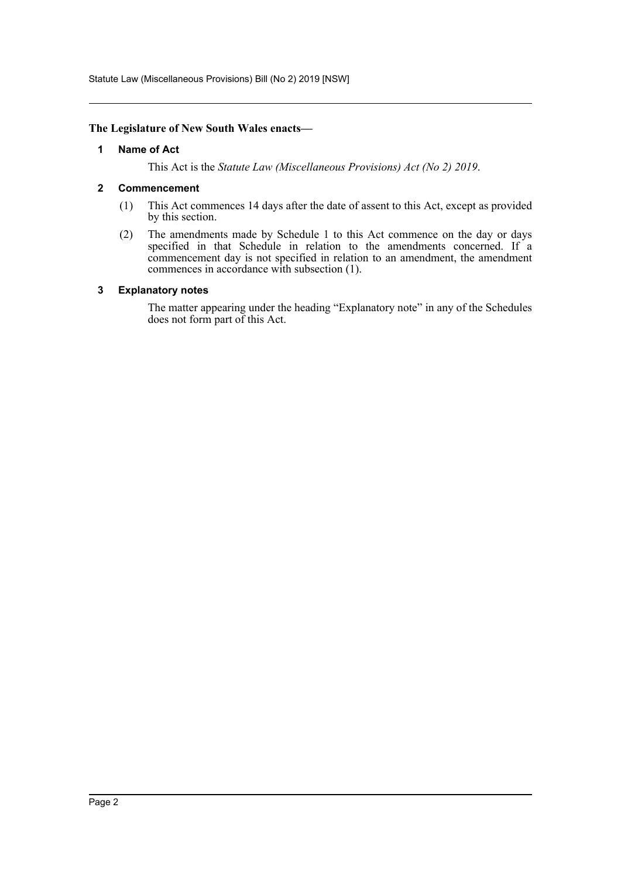**The Legislature of New South Wales enacts—**

### 1 Name of Act

This Act is the *Statute Law (Miscellaneous Provisions) Act (No 2) 2019*.

### 2 Commencement

(1) This Act commences 14 days after the date of assent to this Act, except as provided by this section.

(2) The amendments made by Schedule 1 to this Act commence on the day or days specified in that Schedule in relation to the amendments concerned. If a commencement day is not specified in relation to an amendment, the amendment commences in accordance with subsection (1).

### 3 Explanatory notes

The matter appearing under the heading "Explanatory note" in any of the Schedules does not form part of this Act.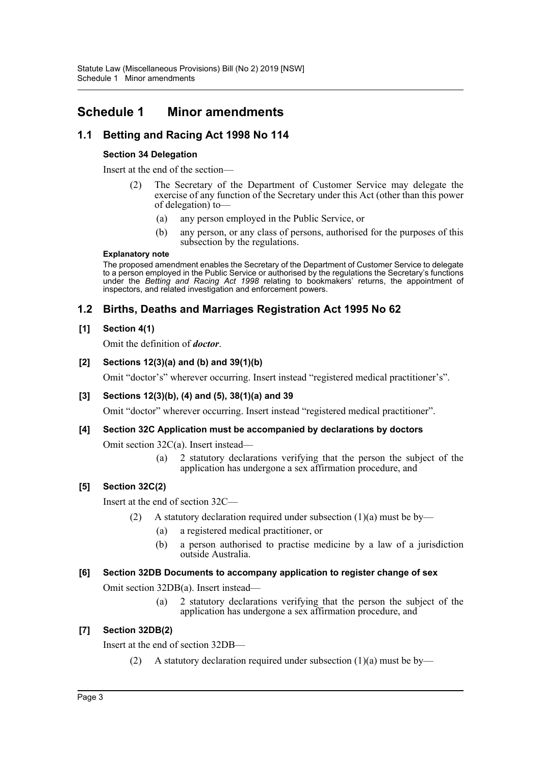# Schedule 1 Minor amendments

## 1.1 Betting and Racing Act 1998 No 114

### Section 34 Delegation

Insert at the end of the section—

(2) The Secretary of the Department of Customer Service may delegate the exercise of any function of the Secretary under this Act (other than this power of delegation) to—

(a) any person employed in the Public Service, or

(b) any person, or any class of persons, authorised for the purposes of this subsection by the regulations.

**Explanatory note**

The proposed amendment enables the Secretary of the Department of Customer Service to delegate to a person employed in the Public Service or authorised by the regulations the Secretary's functions under the *Betting and Racing Act 1998* relating to bookmakers' returns, the appointment of inspectors, and related investigation and enforcement powers.

## 1.2 Births, Deaths and Marriages Registration Act 1995 No 62

### [1] Section 4(1)

Omit the definition of ***doctor***.

### [2] Sections 12(3)(a) and (b) and 39(1)(b)

Omit "doctor's" wherever occurring. Insert instead "registered medical practitioner's".

### [3] Sections 12(3)(b), (4) and (5), 38(1)(a) and 39

Omit "doctor" wherever occurring. Insert instead "registered medical practitioner".

### [4] Section 32C Application must be accompanied by declarations by doctors

Omit section 32C(a). Insert instead—

(a) 2 statutory declarations verifying that the person the subject of the application has undergone a sex affirmation procedure, and

### [5] Section 32C(2)

Insert at the end of section 32C—

(2) A statutory declaration required under subsection (1)(a) must be by—

(a) a registered medical practitioner, or

(b) a person authorised to practise medicine by a law of a jurisdiction outside Australia.

### [6] Section 32DB Documents to accompany application to register change of sex

Omit section 32DB(a). Insert instead—

(a) 2 statutory declarations verifying that the person the subject of the application has undergone a sex affirmation procedure, and

### [7] Section 32DB(2)

Insert at the end of section 32DB—

(2) A statutory declaration required under subsection (1)(a) must be by—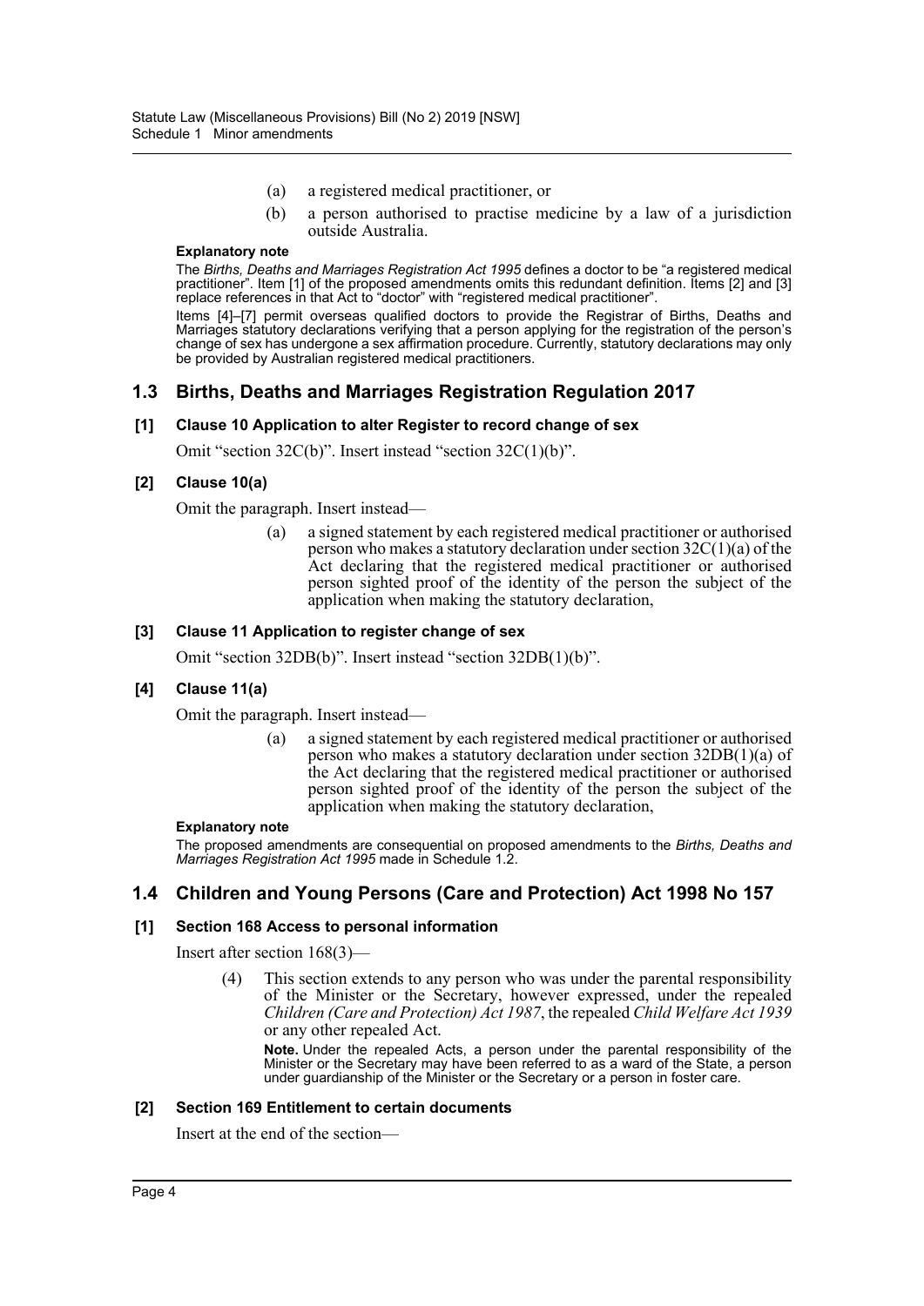(a) a registered medical practitioner, or

(b) a person authorised to practise medicine by a law of a jurisdiction outside Australia.

**Explanatory note**

The *Births, Deaths and Marriages Registration Act 1995* defines a doctor to be “a registered medical practitioner”. Item [1] of the proposed amendments omits this redundant definition. Items [2] and [3] replace references in that Act to “doctor” with “registered medical practitioner”.

Items [4]–[7] permit overseas qualified doctors to provide the Registrar of Births, Deaths and Marriages statutory declarations verifying that a person applying for the registration of the person’s change of sex has undergone a sex affirmation procedure. Currently, statutory declarations may only be provided by Australian registered medical practitioners.

## 1.3 Births, Deaths and Marriages Registration Regulation 2017

### [1] Clause 10 Application to alter Register to record change of sex

Omit “section 32C(b)”. Insert instead “section 32C(1)(b)”.

### [2] Clause 10(a)

Omit the paragraph. Insert instead—

(a) a signed statement by each registered medical practitioner or authorised person who makes a statutory declaration under section 32C(1)(a) of the Act declaring that the registered medical practitioner or authorised person sighted proof of the identity of the person the subject of the application when making the statutory declaration,

### [3] Clause 11 Application to register change of sex

Omit “section 32DB(b)”. Insert instead “section 32DB(1)(b)”.

### [4] Clause 11(a)

Omit the paragraph. Insert instead—

(a) a signed statement by each registered medical practitioner or authorised person who makes a statutory declaration under section 32DB(1)(a) of the Act declaring that the registered medical practitioner or authorised person sighted proof of the identity of the person the subject of the application when making the statutory declaration,

**Explanatory note**

The proposed amendments are consequential on proposed amendments to the *Births, Deaths and Marriages Registration Act 1995* made in Schedule 1.2.

## 1.4 Children and Young Persons (Care and Protection) Act 1998 No 157

### [1] Section 168 Access to personal information

Insert after section 168(3)—

(4) This section extends to any person who was under the parental responsibility of the Minister or the Secretary, however expressed, under the repealed *Children (Care and Protection) Act 1987*, the repealed *Child Welfare Act 1939* or any other repealed Act.

**Note.** Under the repealed Acts, a person under the parental responsibility of the Minister or the Secretary may have been referred to as a ward of the State, a person under guardianship of the Minister or the Secretary or a person in foster care.

### [2] Section 169 Entitlement to certain documents

Insert at the end of the section—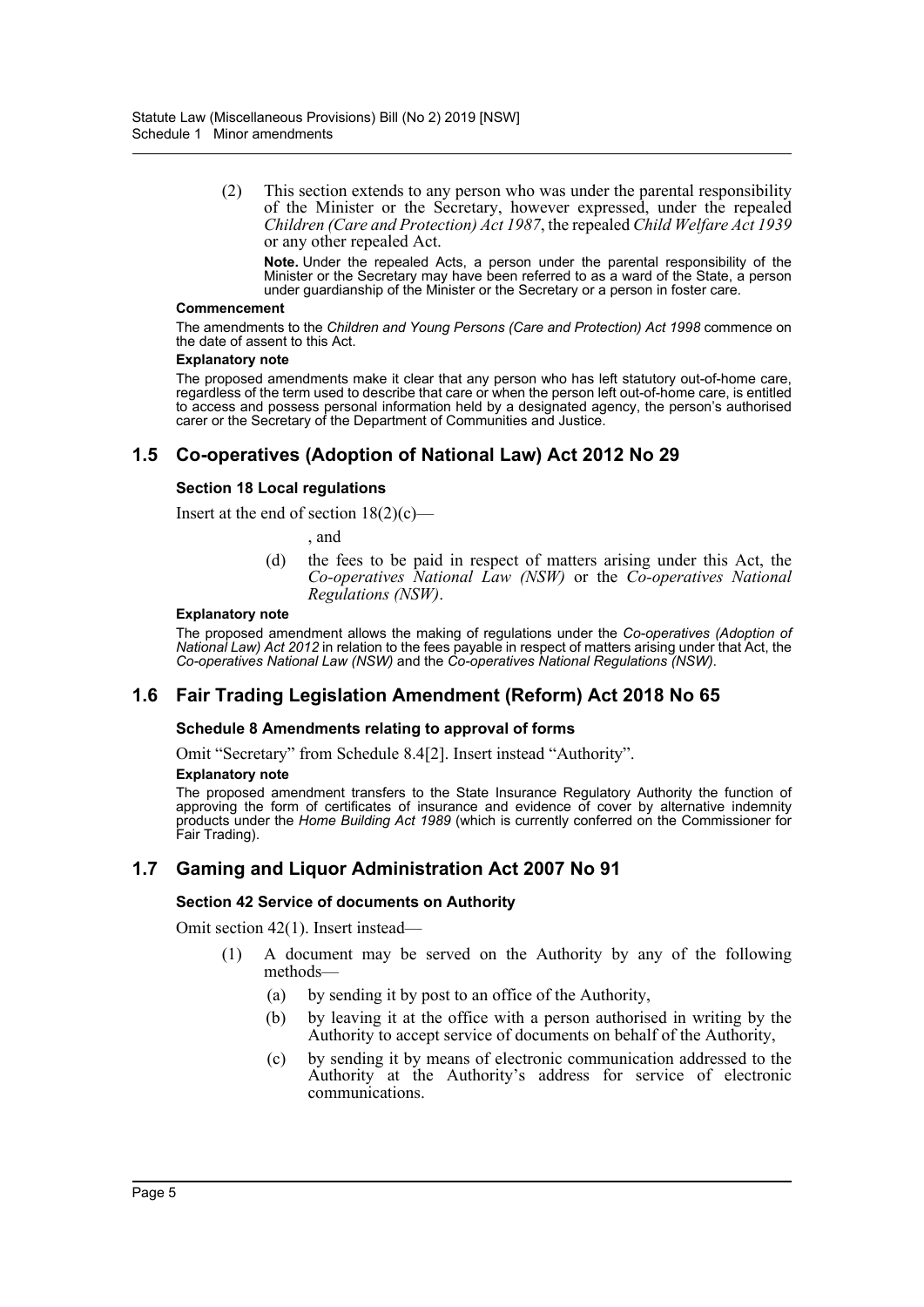(2) This section extends to any person who was under the parental responsibility of the Minister or the Secretary, however expressed, under the repealed *Children (Care and Protection) Act 1987*, the repealed *Child Welfare Act 1939* or any other repealed Act.

**Note.** Under the repealed Acts, a person under the parental responsibility of the Minister or the Secretary may have been referred to as a ward of the State, a person under guardianship of the Minister or the Secretary or a person in foster care.

**Commencement**

The amendments to the *Children and Young Persons (Care and Protection) Act 1998* commence on the date of assent to this Act.

**Explanatory note**

The proposed amendments make it clear that any person who has left statutory out-of-home care, regardless of the term used to describe that care or when the person left out-of-home care, is entitled to access and possess personal information held by a designated agency, the person's authorised carer or the Secretary of the Department of Communities and Justice.

## 1.5 Co-operatives (Adoption of National Law) Act 2012 No 29

### Section 18 Local regulations

Insert at the end of section 18(2)(c)—

, and

(d) the fees to be paid in respect of matters arising under this Act, the *Co-operatives National Law (NSW)* or the *Co-operatives National Regulations (NSW)*.

**Explanatory note**

The proposed amendment allows the making of regulations under the *Co-operatives (Adoption of National Law) Act 2012* in relation to the fees payable in respect of matters arising under that Act, the *Co-operatives National Law (NSW)* and the *Co-operatives National Regulations (NSW)*.

## 1.6 Fair Trading Legislation Amendment (Reform) Act 2018 No 65

### Schedule 8 Amendments relating to approval of forms

Omit "Secretary" from Schedule 8.4[2]. Insert instead "Authority".

**Explanatory note**

The proposed amendment transfers to the State Insurance Regulatory Authority the function of approving the form of certificates of insurance and evidence of cover by alternative indemnity products under the *Home Building Act 1989* (which is currently conferred on the Commissioner for Fair Trading).

## 1.7 Gaming and Liquor Administration Act 2007 No 91

### Section 42 Service of documents on Authority

Omit section 42(1). Insert instead—

(1) A document may be served on the Authority by any of the following methods—

(a) by sending it by post to an office of the Authority,

(b) by leaving it at the office with a person authorised in writing by the Authority to accept service of documents on behalf of the Authority,

(c) by sending it by means of electronic communication addressed to the Authority at the Authority's address for service of electronic communications.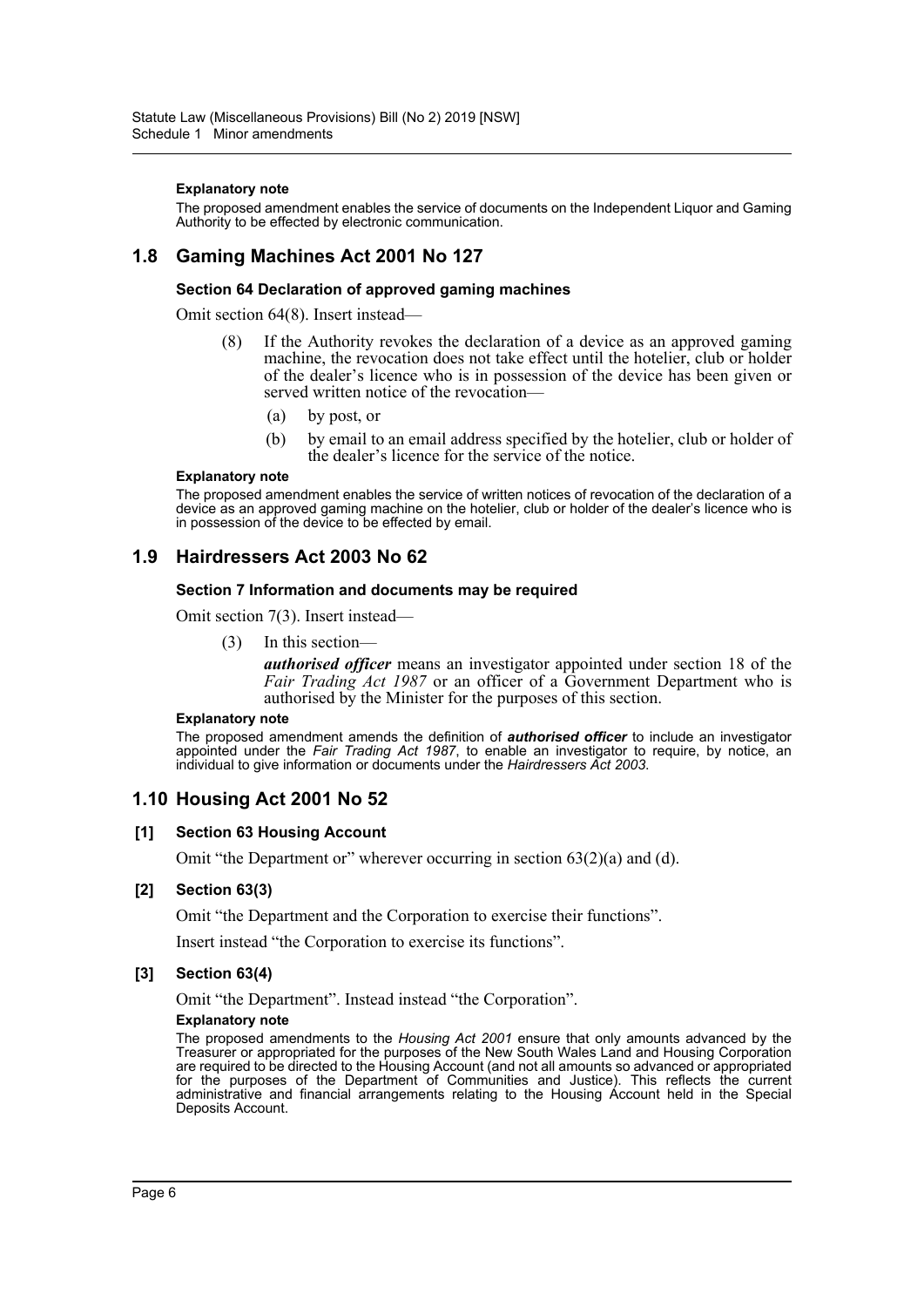#### Explanatory note

The proposed amendment enables the service of documents on the Independent Liquor and Gaming Authority to be effected by electronic communication.

## 1.8 Gaming Machines Act 2001 No 127

### Section 64 Declaration of approved gaming machines

Omit section 64(8). Insert instead—

> (8) If the Authority revokes the declaration of a device as an approved gaming machine, the revocation does not take effect until the hotelier, club or holder of the dealer's licence who is in possession of the device has been given or served written notice of the revocation—
>
> (a) by post, or
>
> (b) by email to an email address specified by the hotelier, club or holder of the dealer's licence for the service of the notice.

#### Explanatory note

The proposed amendment enables the service of written notices of revocation of the declaration of a device as an approved gaming machine on the hotelier, club or holder of the dealer's licence who is in possession of the device to be effected by email.

## 1.9 Hairdressers Act 2003 No 62

### Section 7 Information and documents may be required

Omit section 7(3). Insert instead—

> (3) In this section—
>
> ***authorised officer*** means an investigator appointed under section 18 of the *Fair Trading Act 1987* or an officer of a Government Department who is authorised by the Minister for the purposes of this section.

#### Explanatory note

The proposed amendment amends the definition of ***authorised officer*** to include an investigator appointed under the *Fair Trading Act 1987*, to enable an investigator to require, by notice, an individual to give information or documents under the *Hairdressers Act 2003*.

## 1.10 Housing Act 2001 No 52

### [1] Section 63 Housing Account

Omit "the Department or" wherever occurring in section 63(2)(a) and (d).

### [2] Section 63(3)

Omit "the Department and the Corporation to exercise their functions".

Insert instead "the Corporation to exercise its functions".

### [3] Section 63(4)

Omit "the Department". Instead instead "the Corporation".

#### Explanatory note

The proposed amendments to the *Housing Act 2001* ensure that only amounts advanced by the Treasurer or appropriated for the purposes of the New South Wales Land and Housing Corporation are required to be directed to the Housing Account (and not all amounts so advanced or appropriated for the purposes of the Department of Communities and Justice). This reflects the current administrative and financial arrangements relating to the Housing Account held in the Special Deposits Account.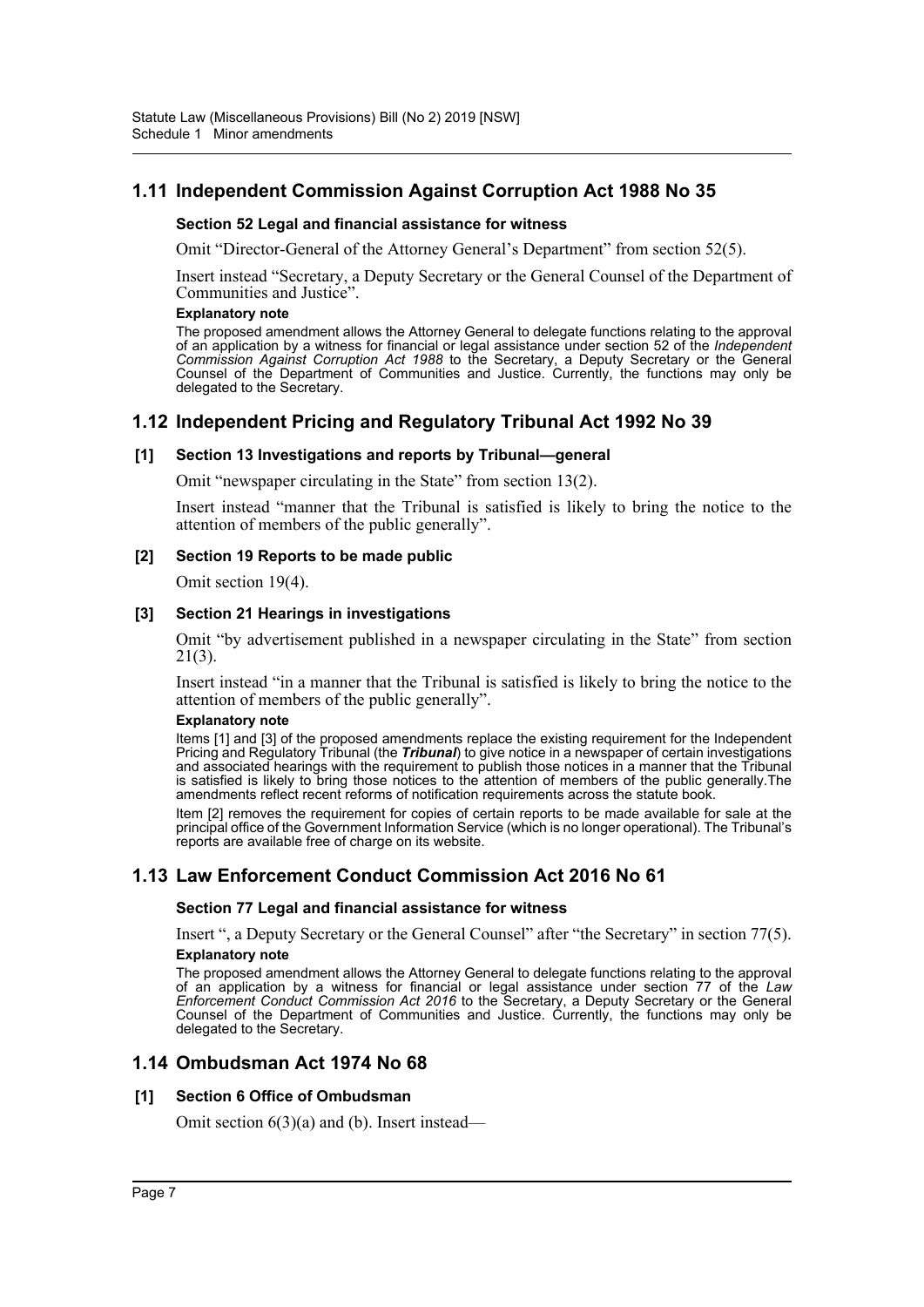## 1.11 Independent Commission Against Corruption Act 1988 No 35

### Section 52 Legal and financial assistance for witness

Omit "Director-General of the Attorney General's Department" from section 52(5).

Insert instead "Secretary, a Deputy Secretary or the General Counsel of the Department of Communities and Justice".

**Explanatory note**

The proposed amendment allows the Attorney General to delegate functions relating to the approval of an application by a witness for financial or legal assistance under section 52 of the *Independent Commission Against Corruption Act 1988* to the Secretary, a Deputy Secretary or the General Counsel of the Department of Communities and Justice. Currently, the functions may only be delegated to the Secretary.

## 1.12 Independent Pricing and Regulatory Tribunal Act 1992 No 39

### [1] Section 13 Investigations and reports by Tribunal—general

Omit "newspaper circulating in the State" from section 13(2).

Insert instead "manner that the Tribunal is satisfied is likely to bring the notice to the attention of members of the public generally".

### [2] Section 19 Reports to be made public

Omit section 19(4).

### [3] Section 21 Hearings in investigations

Omit "by advertisement published in a newspaper circulating in the State" from section 21(3).

Insert instead "in a manner that the Tribunal is satisfied is likely to bring the notice to the attention of members of the public generally".

**Explanatory note**

Items [1] and [3] of the proposed amendments replace the existing requirement for the Independent Pricing and Regulatory Tribunal (the ***Tribunal***) to give notice in a newspaper of certain investigations and associated hearings with the requirement to publish those notices in a manner that the Tribunal is satisfied is likely to bring those notices to the attention of members of the public generally.The amendments reflect recent reforms of notification requirements across the statute book.

Item [2] removes the requirement for copies of certain reports to be made available for sale at the principal office of the Government Information Service (which is no longer operational). The Tribunal's reports are available free of charge on its website.

## 1.13 Law Enforcement Conduct Commission Act 2016 No 61

### Section 77 Legal and financial assistance for witness

Insert ", a Deputy Secretary or the General Counsel" after "the Secretary" in section 77(5).

**Explanatory note**

The proposed amendment allows the Attorney General to delegate functions relating to the approval of an application by a witness for financial or legal assistance under section 77 of the *Law Enforcement Conduct Commission Act 2016* to the Secretary, a Deputy Secretary or the General Counsel of the Department of Communities and Justice. Currently, the functions may only be delegated to the Secretary.

## 1.14 Ombudsman Act 1974 No 68

### [1] Section 6 Office of Ombudsman

Omit section 6(3)(a) and (b). Insert instead—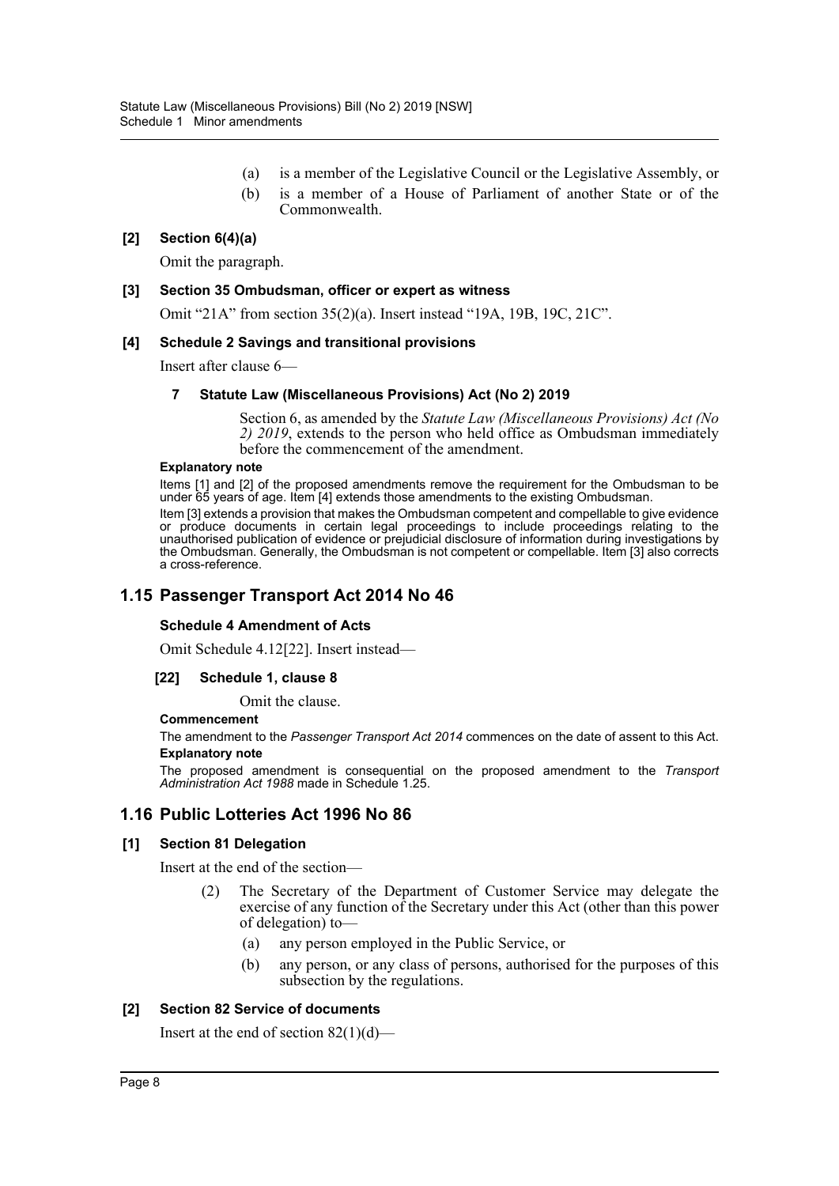(a) is a member of the Legislative Council or the Legislative Assembly, or

(b) is a member of a House of Parliament of another State or of the Commonwealth.

**[2] Section 6(4)(a)**

Omit the paragraph.

**[3] Section 35 Ombudsman, officer or expert as witness**

Omit "21A" from section 35(2)(a). Insert instead "19A, 19B, 19C, 21C".

**[4] Schedule 2 Savings and transitional provisions**

Insert after clause 6—

**7 Statute Law (Miscellaneous Provisions) Act (No 2) 2019**

Section 6, as amended by the *Statute Law (Miscellaneous Provisions) Act (No 2) 2019*, extends to the person who held office as Ombudsman immediately before the commencement of the amendment.

**Explanatory note**

Items [1] and [2] of the proposed amendments remove the requirement for the Ombudsman to be under 65 years of age. Item [4] extends those amendments to the existing Ombudsman.

Item [3] extends a provision that makes the Ombudsman competent and compellable to give evidence or produce documents in certain legal proceedings to include proceedings relating to the unauthorised publication of evidence or prejudicial disclosure of information during investigations by the Ombudsman. Generally, the Ombudsman is not competent or compellable. Item [3] also corrects a cross-reference.

## 1.15 Passenger Transport Act 2014 No 46

**Schedule 4 Amendment of Acts**

Omit Schedule 4.12[22]. Insert instead—

**[22] Schedule 1, clause 8**

Omit the clause.

**Commencement**

The amendment to the *Passenger Transport Act 2014* commences on the date of assent to this Act.

**Explanatory note**

The proposed amendment is consequential on the proposed amendment to the *Transport Administration Act 1988* made in Schedule 1.25.

## 1.16 Public Lotteries Act 1996 No 86

**[1] Section 81 Delegation**

Insert at the end of the section—

(2) The Secretary of the Department of Customer Service may delegate the exercise of any function of the Secretary under this Act (other than this power of delegation) to—

(a) any person employed in the Public Service, or

(b) any person, or any class of persons, authorised for the purposes of this subsection by the regulations.

**[2] Section 82 Service of documents**

Insert at the end of section 82(1)(d)—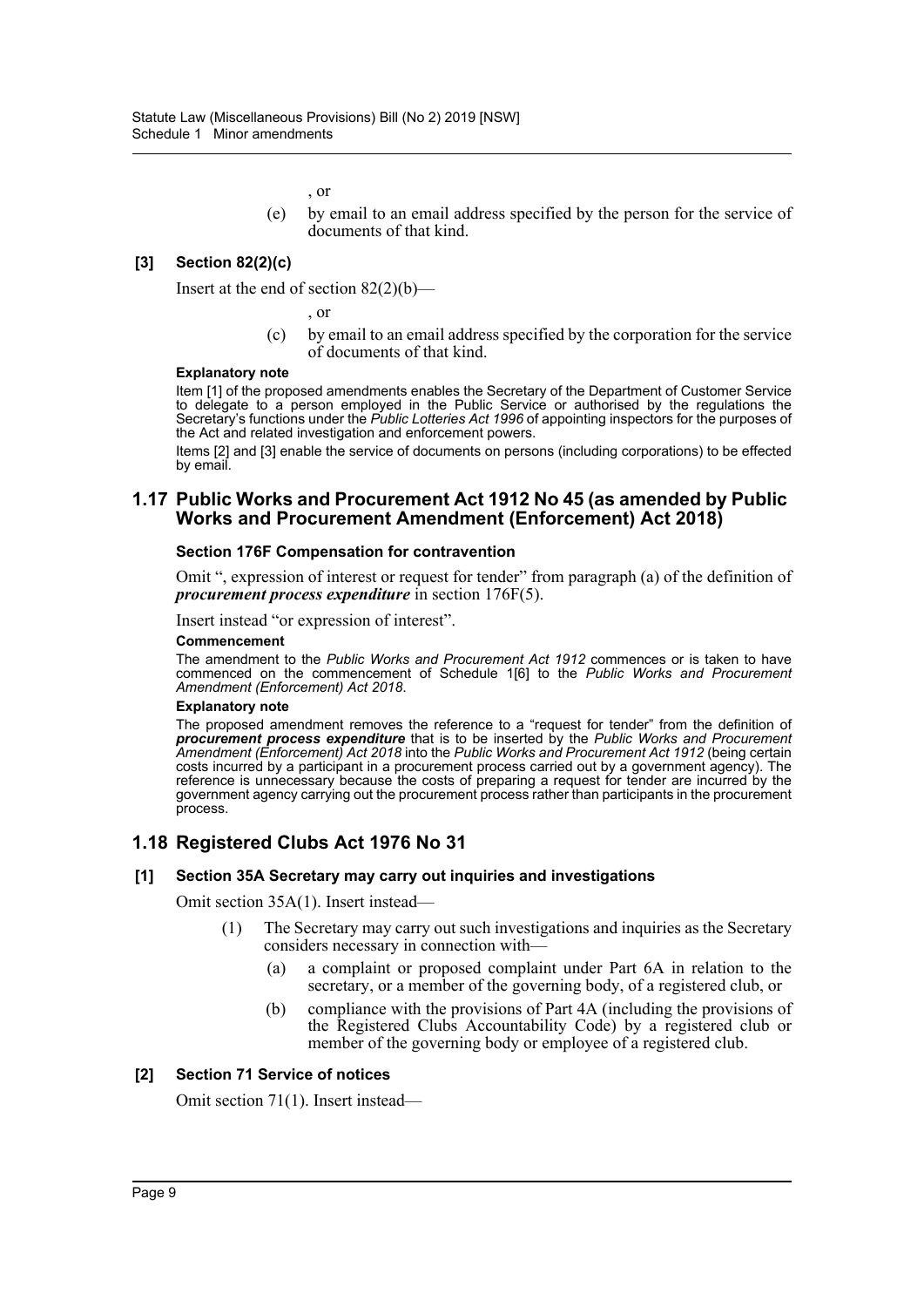, or

(e) by email to an email address specified by the person for the service of documents of that kind.

**[3] Section 82(2)(c)**

Insert at the end of section 82(2)(b)—

, or

(c) by email to an email address specified by the corporation for the service of documents of that kind.

**Explanatory note**

Item [1] of the proposed amendments enables the Secretary of the Department of Customer Service to delegate to a person employed in the Public Service or authorised by the regulations the Secretary's functions under the *Public Lotteries Act 1996* of appointing inspectors for the purposes of the Act and related investigation and enforcement powers.

Items [2] and [3] enable the service of documents on persons (including corporations) to be effected by email.

## 1.17 Public Works and Procurement Act 1912 No 45 (as amended by Public Works and Procurement Amendment (Enforcement) Act 2018)

**Section 176F Compensation for contravention**

Omit ", expression of interest or request for tender" from paragraph (a) of the definition of ***procurement process expenditure*** in section 176F(5).

Insert instead "or expression of interest".

**Commencement**

The amendment to the *Public Works and Procurement Act 1912* commences or is taken to have commenced on the commencement of Schedule 1[6] to the *Public Works and Procurement Amendment (Enforcement) Act 2018*.

**Explanatory note**

The proposed amendment removes the reference to a "request for tender" from the definition of ***procurement process expenditure*** that is to be inserted by the *Public Works and Procurement Amendment (Enforcement) Act 2018* into the *Public Works and Procurement Act 1912* (being certain costs incurred by a participant in a procurement process carried out by a government agency). The reference is unnecessary because the costs of preparing a request for tender are incurred by the government agency carrying out the procurement process rather than participants in the procurement process.

## 1.18 Registered Clubs Act 1976 No 31

**[1] Section 35A Secretary may carry out inquiries and investigations**

Omit section 35A(1). Insert instead—

(1) The Secretary may carry out such investigations and inquiries as the Secretary considers necessary in connection with—

(a) a complaint or proposed complaint under Part 6A in relation to the secretary, or a member of the governing body, of a registered club, or

(b) compliance with the provisions of Part 4A (including the provisions of the Registered Clubs Accountability Code) by a registered club or member of the governing body or employee of a registered club.

**[2] Section 71 Service of notices**

Omit section 71(1). Insert instead—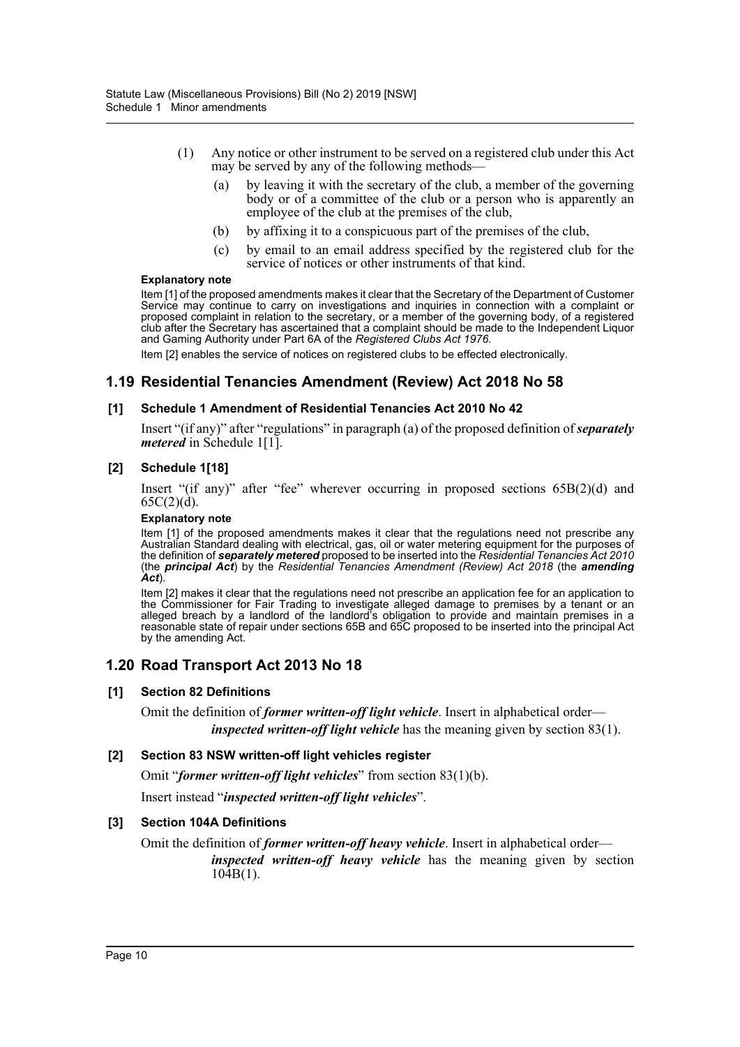(1) Any notice or other instrument to be served on a registered club under this Act may be served by any of the following methods—

(a) by leaving it with the secretary of the club, a member of the governing body or of a committee of the club or a person who is apparently an employee of the club at the premises of the club,

(b) by affixing it to a conspicuous part of the premises of the club,

(c) by email to an email address specified by the registered club for the service of notices or other instruments of that kind.

**Explanatory note**

Item [1] of the proposed amendments makes it clear that the Secretary of the Department of Customer Service may continue to carry on investigations and inquiries in connection with a complaint or proposed complaint in relation to the secretary, or a member of the governing body, of a registered club after the Secretary has ascertained that a complaint should be made to the Independent Liquor and Gaming Authority under Part 6A of the *Registered Clubs Act 1976*.

Item [2] enables the service of notices on registered clubs to be effected electronically.

## 1.19 Residential Tenancies Amendment (Review) Act 2018 No 58

### [1] Schedule 1 Amendment of Residential Tenancies Act 2010 No 42

Insert "(if any)" after "regulations" in paragraph (a) of the proposed definition of ***separately metered*** in Schedule 1[1].

### [2] Schedule 1[18]

Insert "(if any)" after "fee" wherever occurring in proposed sections 65B(2)(d) and 65C(2)(d).

**Explanatory note**

Item [1] of the proposed amendments makes it clear that the regulations need not prescribe any Australian Standard dealing with electrical, gas, oil or water metering equipment for the purposes of the definition of ***separately metered*** proposed to be inserted into the *Residential Tenancies Act 2010* (the ***principal Act***) by the *Residential Tenancies Amendment (Review) Act 2018* (the ***amending Act***).

Item [2] makes it clear that the regulations need not prescribe an application fee for an application to the Commissioner for Fair Trading to investigate alleged damage to premises by a tenant or an alleged breach by a landlord of the landlord's obligation to provide and maintain premises in a reasonable state of repair under sections 65B and 65C proposed to be inserted into the principal Act by the amending Act.

## 1.20 Road Transport Act 2013 No 18

### [1] Section 82 Definitions

Omit the definition of ***former written-off light vehicle***. Insert in alphabetical order—

***inspected written-off light vehicle*** has the meaning given by section 83(1).

### [2] Section 83 NSW written-off light vehicles register

Omit "***former written-off light vehicles***" from section 83(1)(b).

Insert instead "***inspected written-off light vehicles***".

### [3] Section 104A Definitions

Omit the definition of ***former written-off heavy vehicle***. Insert in alphabetical order—

***inspected written-off heavy vehicle*** has the meaning given by section 104B(1).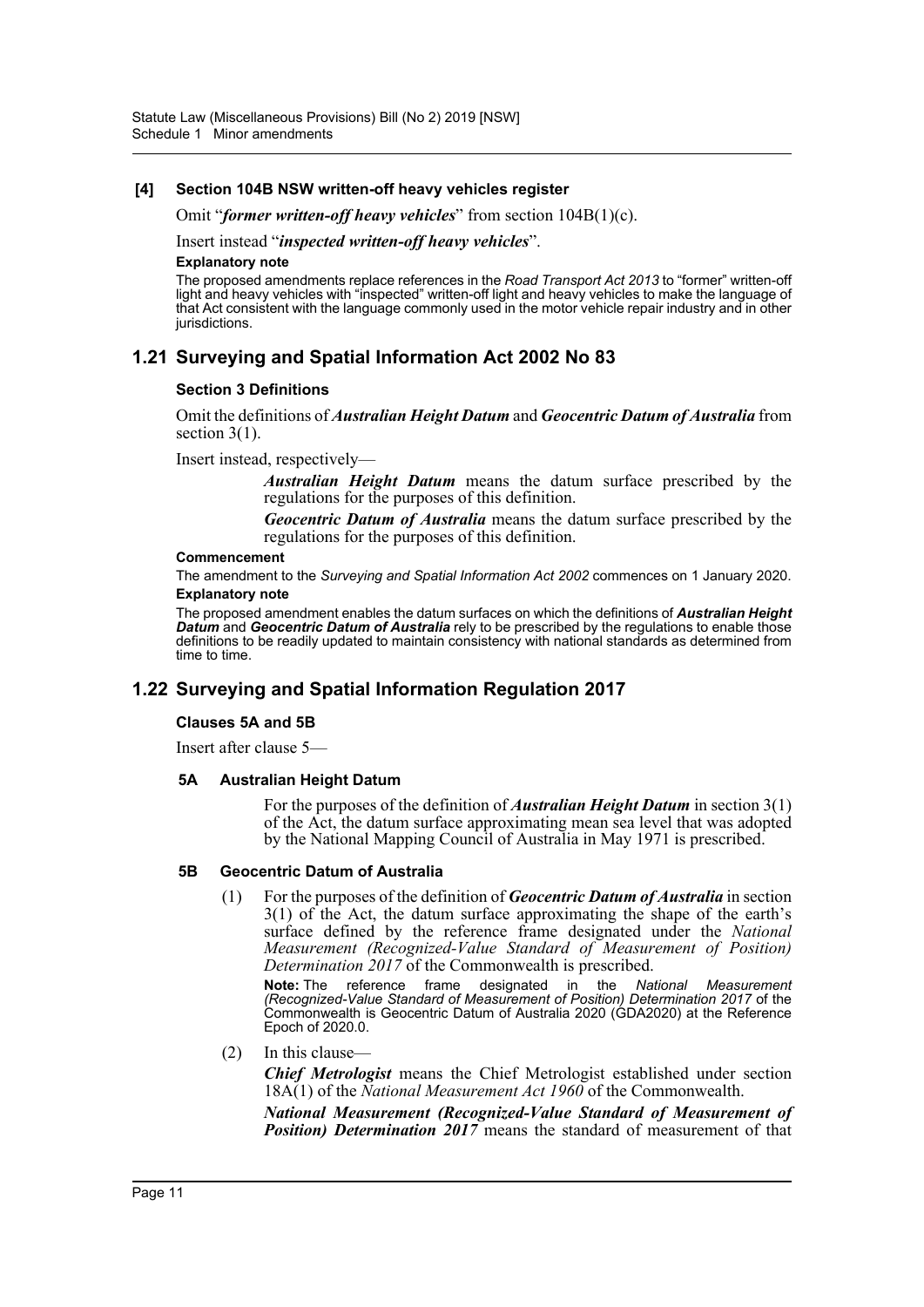**[4] Section 104B NSW written-off heavy vehicles register**

Omit "***former written-off heavy vehicles***" from section 104B(1)(c).

Insert instead "***inspected written-off heavy vehicles***".

**Explanatory note**

The proposed amendments replace references in the *Road Transport Act 2013* to "former" written-off light and heavy vehicles with "inspected" written-off light and heavy vehicles to make the language of that Act consistent with the language commonly used in the motor vehicle repair industry and in other jurisdictions.

## 1.21 Surveying and Spatial Information Act 2002 No 83

**Section 3 Definitions**

Omit the definitions of ***Australian Height Datum*** and ***Geocentric Datum of Australia*** from section 3(1).

Insert instead, respectively—

> ***Australian Height Datum*** means the datum surface prescribed by the regulations for the purposes of this definition.
>
> ***Geocentric Datum of Australia*** means the datum surface prescribed by the regulations for the purposes of this definition.

**Commencement**

The amendment to the *Surveying and Spatial Information Act 2002* commences on 1 January 2020.

**Explanatory note**

The proposed amendment enables the datum surfaces on which the definitions of ***Australian Height Datum*** and ***Geocentric Datum of Australia*** rely to be prescribed by the regulations to enable those definitions to be readily updated to maintain consistency with national standards as determined from time to time.

## 1.22 Surveying and Spatial Information Regulation 2017

**Clauses 5A and 5B**

Insert after clause 5—

**5A Australian Height Datum**

For the purposes of the definition of ***Australian Height Datum*** in section 3(1) of the Act, the datum surface approximating mean sea level that was adopted by the National Mapping Council of Australia in May 1971 is prescribed.

**5B Geocentric Datum of Australia**

(1) For the purposes of the definition of ***Geocentric Datum of Australia*** in section 3(1) of the Act, the datum surface approximating the shape of the earth's surface defined by the reference frame designated under the *National Measurement (Recognized-Value Standard of Measurement of Position) Determination 2017* of the Commonwealth is prescribed.

**Note:** The reference frame designated in the *National Measurement (Recognized-Value Standard of Measurement of Position) Determination 2017* of the Commonwealth is Geocentric Datum of Australia 2020 (GDA2020) at the Reference Epoch of 2020.0.

(2) In this clause—

***Chief Metrologist*** means the Chief Metrologist established under section 18A(1) of the *National Measurement Act 1960* of the Commonwealth.

***National Measurement (Recognized-Value Standard of Measurement of Position) Determination 2017*** means the standard of measurement of that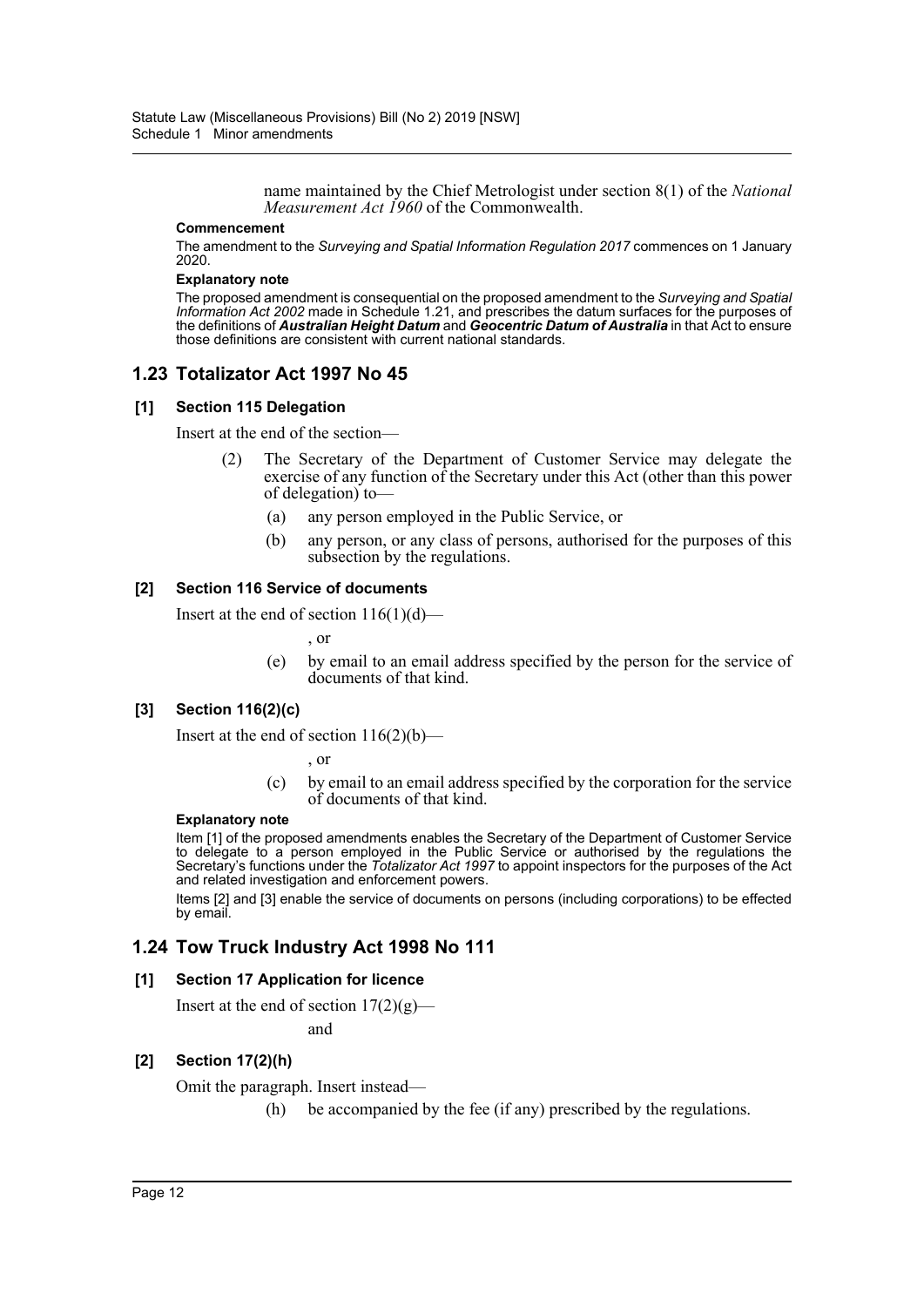name maintained by the Chief Metrologist under section 8(1) of the *National Measurement Act 1960* of the Commonwealth.

**Commencement**

The amendment to the *Surveying and Spatial Information Regulation 2017* commences on 1 January 2020.

**Explanatory note**

The proposed amendment is consequential on the proposed amendment to the *Surveying and Spatial Information Act 2002* made in Schedule 1.21, and prescribes the datum surfaces for the purposes of the definitions of ***Australian Height Datum*** and ***Geocentric Datum of Australia*** in that Act to ensure those definitions are consistent with current national standards.

## 1.23 Totalizator Act 1997 No 45

### [1] Section 115 Delegation

Insert at the end of the section—

(2) The Secretary of the Department of Customer Service may delegate the exercise of any function of the Secretary under this Act (other than this power of delegation) to—

(a) any person employed in the Public Service, or

(b) any person, or any class of persons, authorised for the purposes of this subsection by the regulations.

### [2] Section 116 Service of documents

Insert at the end of section 116(1)(d)—

, or

(e) by email to an email address specified by the person for the service of documents of that kind.

### [3] Section 116(2)(c)

Insert at the end of section 116(2)(b)—

, or

(c) by email to an email address specified by the corporation for the service of documents of that kind.

**Explanatory note**

Item [1] of the proposed amendments enables the Secretary of the Department of Customer Service to delegate to a person employed in the Public Service or authorised by the regulations the Secretary's functions under the *Totalizator Act 1997* to appoint inspectors for the purposes of the Act and related investigation and enforcement powers.

Items [2] and [3] enable the service of documents on persons (including corporations) to be effected by email.

## 1.24 Tow Truck Industry Act 1998 No 111

### [1] Section 17 Application for licence

Insert at the end of section 17(2)(g)—

and

### [2] Section 17(2)(h)

Omit the paragraph. Insert instead—

(h) be accompanied by the fee (if any) prescribed by the regulations.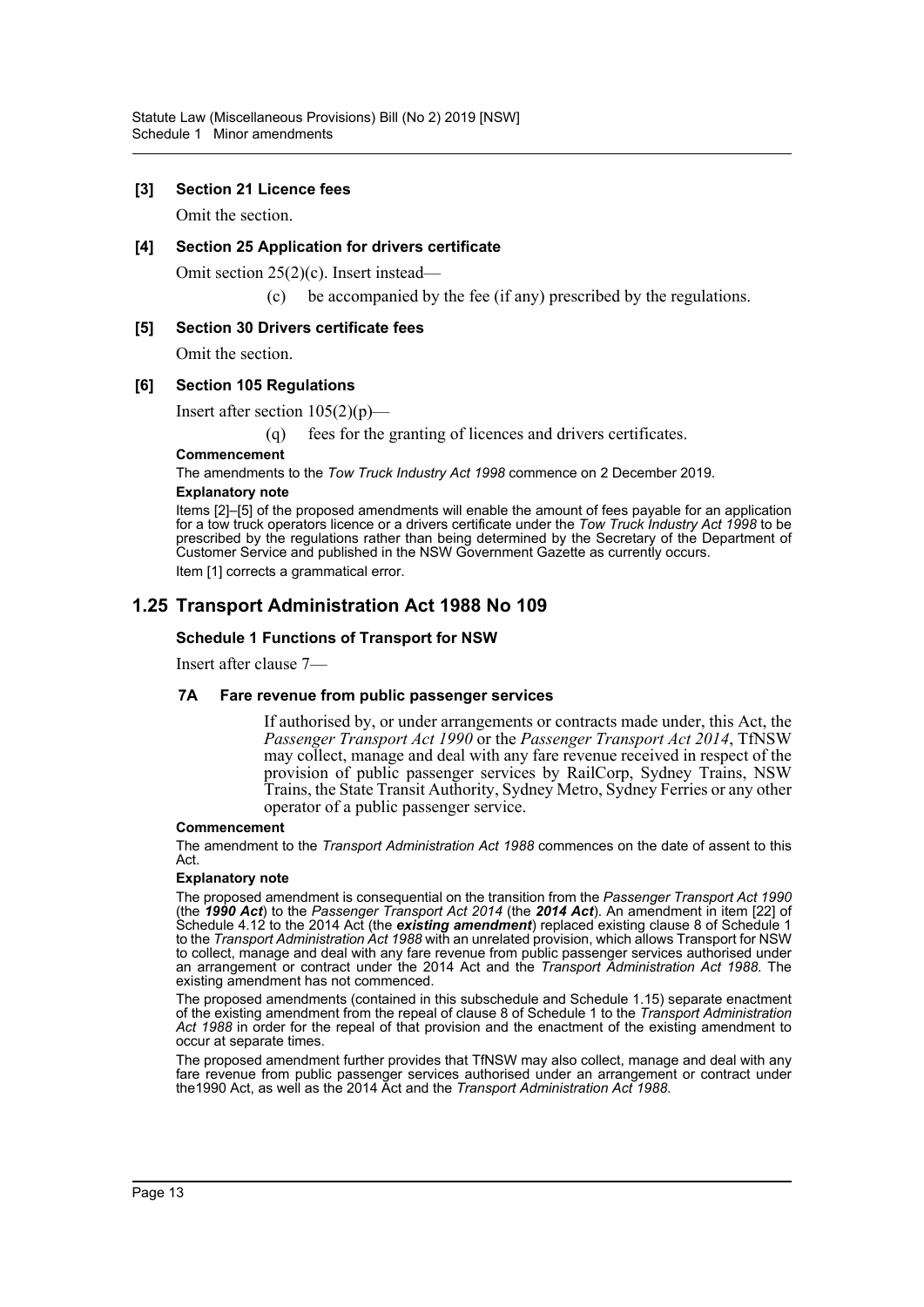**[3] Section 21 Licence fees**

Omit the section.

**[4] Section 25 Application for drivers certificate**

Omit section 25(2)(c). Insert instead—

(c) be accompanied by the fee (if any) prescribed by the regulations.

**[5] Section 30 Drivers certificate fees**

Omit the section.

**[6] Section 105 Regulations**

Insert after section 105(2)(p)—

(q) fees for the granting of licences and drivers certificates.

**Commencement**

The amendments to the *Tow Truck Industry Act 1998* commence on 2 December 2019.

**Explanatory note**

Items [2]–[5] of the proposed amendments will enable the amount of fees payable for an application for a tow truck operators licence or a drivers certificate under the *Tow Truck Industry Act 1998* to be prescribed by the regulations rather than being determined by the Secretary of the Department of Customer Service and published in the NSW Government Gazette as currently occurs.

Item [1] corrects a grammatical error.

## 1.25 Transport Administration Act 1988 No 109

**Schedule 1 Functions of Transport for NSW**

Insert after clause 7—

**7A Fare revenue from public passenger services**

If authorised by, or under arrangements or contracts made under, this Act, the *Passenger Transport Act 1990* or the *Passenger Transport Act 2014*, TfNSW may collect, manage and deal with any fare revenue received in respect of the provision of public passenger services by RailCorp, Sydney Trains, NSW Trains, the State Transit Authority, Sydney Metro, Sydney Ferries or any other operator of a public passenger service.

**Commencement**

The amendment to the *Transport Administration Act 1988* commences on the date of assent to this Act.

**Explanatory note**

The proposed amendment is consequential on the transition from the *Passenger Transport Act 1990* (the ***1990 Act***) to the *Passenger Transport Act 2014* (the ***2014 Act***). An amendment in item [22] of Schedule 4.12 to the 2014 Act (the ***existing amendment***) replaced existing clause 8 of Schedule 1 to the *Transport Administration Act 1988* with an unrelated provision, which allows Transport for NSW to collect, manage and deal with any fare revenue from public passenger services authorised under an arrangement or contract under the 2014 Act and the *Transport Administration Act 1988*. The existing amendment has not commenced.

The proposed amendments (contained in this subschedule and Schedule 1.15) separate enactment of the existing amendment from the repeal of clause 8 of Schedule 1 to the *Transport Administration Act 1988* in order for the repeal of that provision and the enactment of the existing amendment to occur at separate times.

The proposed amendment further provides that TfNSW may also collect, manage and deal with any fare revenue from public passenger services authorised under an arrangement or contract under the1990 Act, as well as the 2014 Act and the *Transport Administration Act 1988*.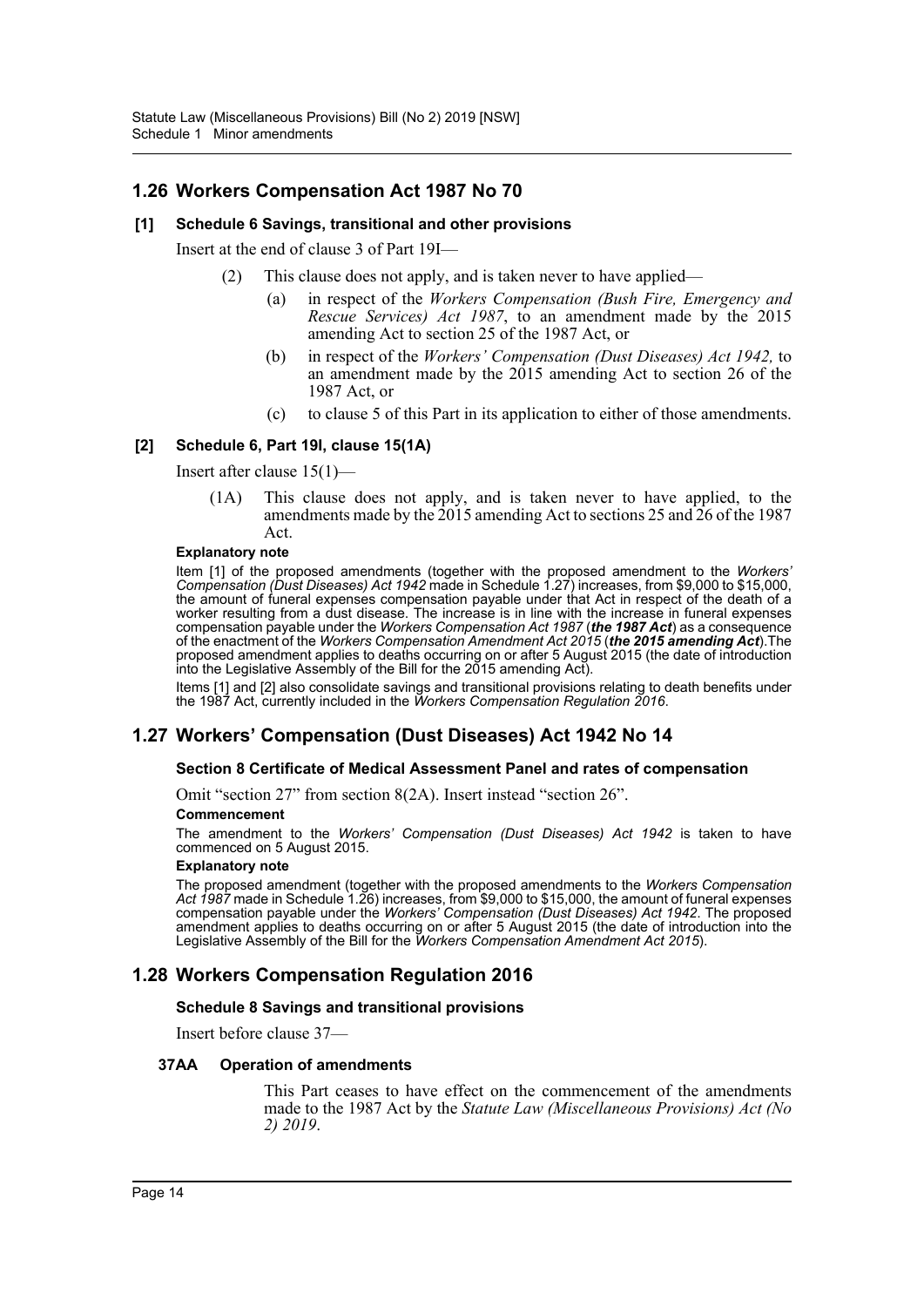## 1.26 Workers Compensation Act 1987 No 70

### [1] Schedule 6 Savings, transitional and other provisions

Insert at the end of clause 3 of Part 19I—

(2) This clause does not apply, and is taken never to have applied—

(a) in respect of the *Workers Compensation (Bush Fire, Emergency and Rescue Services) Act 1987*, to an amendment made by the 2015 amending Act to section 25 of the 1987 Act, or

(b) in respect of the *Workers' Compensation (Dust Diseases) Act 1942,* to an amendment made by the 2015 amending Act to section 26 of the 1987 Act, or

(c) to clause 5 of this Part in its application to either of those amendments.

### [2] Schedule 6, Part 19I, clause 15(1A)

Insert after clause 15(1)—

(1A) This clause does not apply, and is taken never to have applied, to the amendments made by the 2015 amending Act to sections 25 and 26 of the 1987 Act.

**Explanatory note**

Item [1] of the proposed amendments (together with the proposed amendment to the *Workers' Compensation (Dust Diseases) Act 1942* made in Schedule 1.27) increases, from $9,000 to $15,000, the amount of funeral expenses compensation payable under that Act in respect of the death of a worker resulting from a dust disease. The increase is in line with the increase in funeral expenses compensation payable under the *Workers Compensation Act 1987* (***the 1987 Act***) as a consequence of the enactment of the *Workers Compensation Amendment Act 2015* (***the 2015 amending Act***).The proposed amendment applies to deaths occurring on or after 5 August 2015 (the date of introduction into the Legislative Assembly of the Bill for the 2015 amending Act).

Items [1] and [2] also consolidate savings and transitional provisions relating to death benefits under the 1987 Act, currently included in the *Workers Compensation Regulation 2016*.

## 1.27 Workers' Compensation (Dust Diseases) Act 1942 No 14

### Section 8 Certificate of Medical Assessment Panel and rates of compensation

Omit "section 27" from section 8(2A). Insert instead "section 26".

**Commencement**

The amendment to the *Workers' Compensation (Dust Diseases) Act 1942* is taken to have commenced on 5 August 2015.

**Explanatory note**

The proposed amendment (together with the proposed amendments to the *Workers Compensation Act 1987* made in Schedule 1.26) increases, from $9,000 to $15,000, the amount of funeral expenses compensation payable under the *Workers' Compensation (Dust Diseases) Act 1942*. The proposed amendment applies to deaths occurring on or after 5 August 2015 (the date of introduction into the Legislative Assembly of the Bill for the *Workers Compensation Amendment Act 2015*).

## 1.28 Workers Compensation Regulation 2016

### Schedule 8 Savings and transitional provisions

Insert before clause 37—

#### 37AA Operation of amendments

This Part ceases to have effect on the commencement of the amendments made to the 1987 Act by the *Statute Law (Miscellaneous Provisions) Act (No 2) 2019*.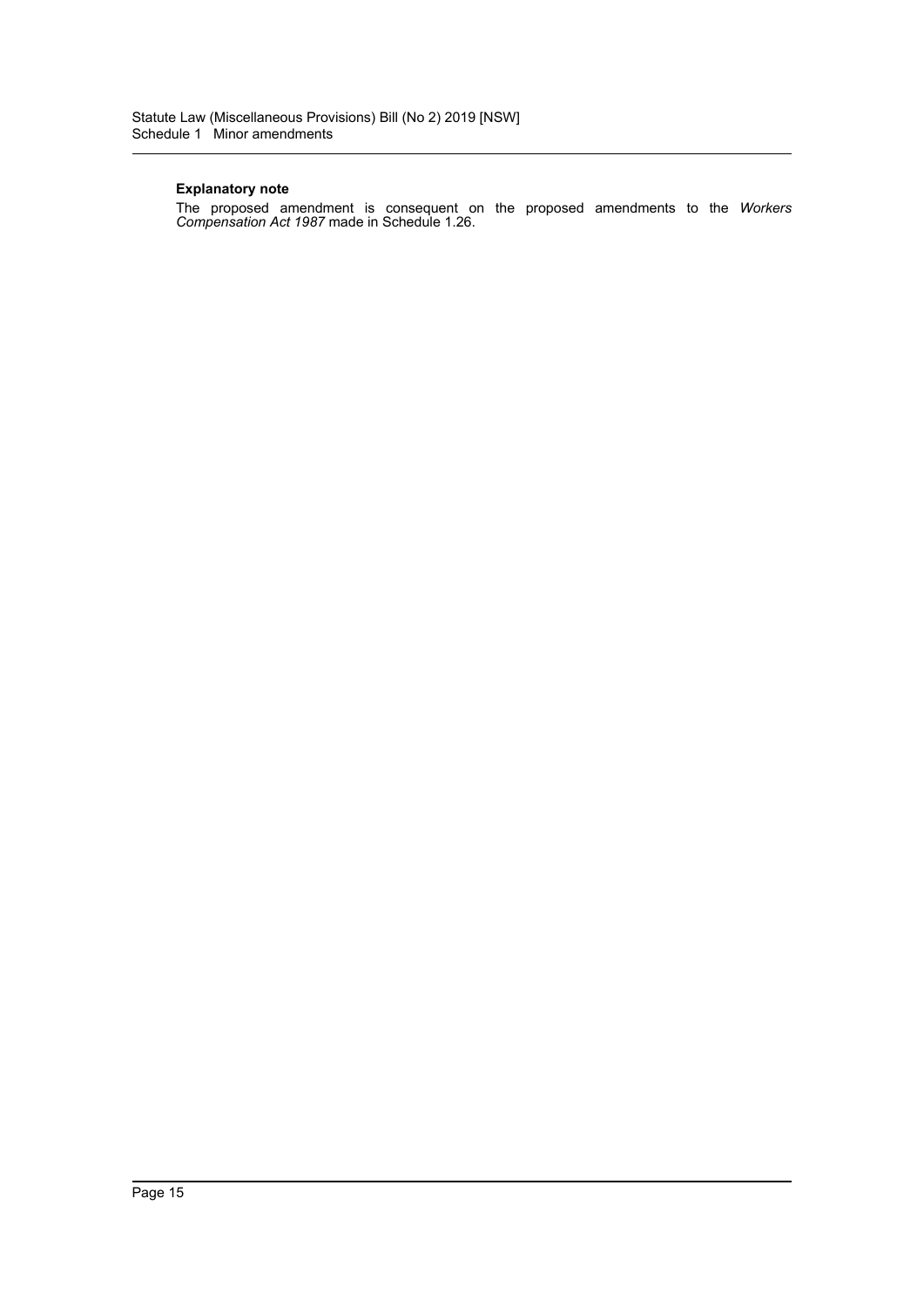**Explanatory note**

The proposed amendment is consequent on the proposed amendments to the *Workers Compensation Act 1987* made in Schedule 1.26.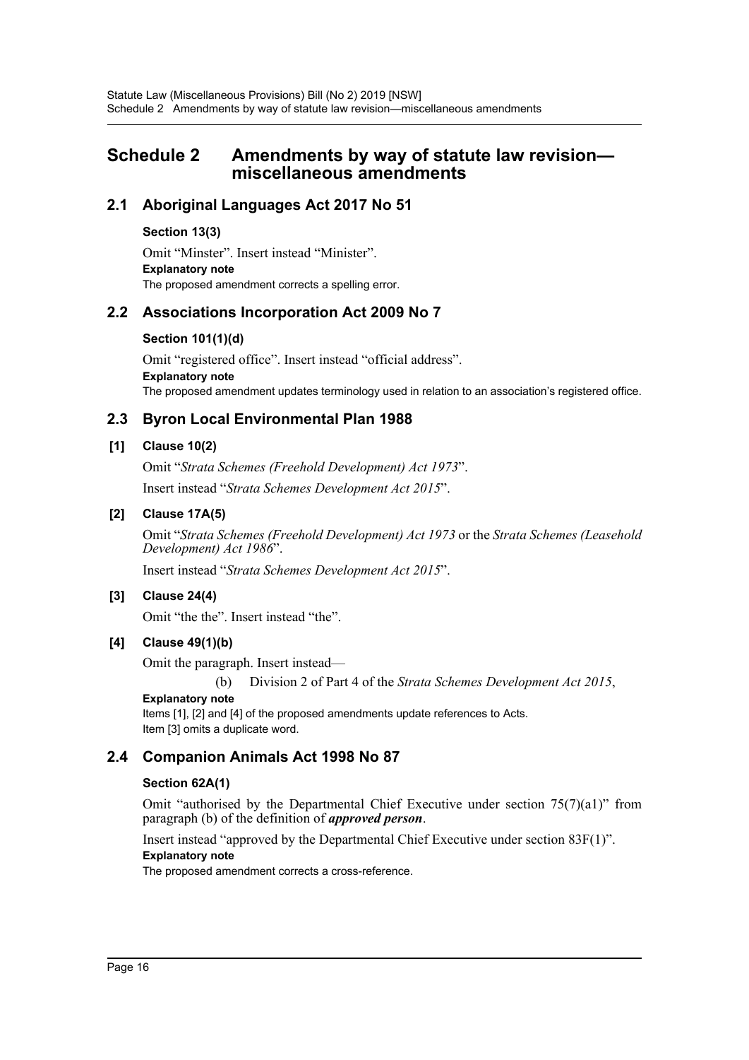# Schedule 2 Amendments by way of statute law revision—miscellaneous amendments

## 2.1 Aboriginal Languages Act 2017 No 51

### Section 13(3)

Omit "Minster". Insert instead "Minister".

**Explanatory note**

The proposed amendment corrects a spelling error.

## 2.2 Associations Incorporation Act 2009 No 7

### Section 101(1)(d)

Omit "registered office". Insert instead "official address".

**Explanatory note**

The proposed amendment updates terminology used in relation to an association's registered office.

## 2.3 Byron Local Environmental Plan 1988

### [1] Clause 10(2)

Omit "*Strata Schemes (Freehold Development) Act 1973*".

Insert instead "*Strata Schemes Development Act 2015*".

### [2] Clause 17A(5)

Omit "*Strata Schemes (Freehold Development) Act 1973* or the *Strata Schemes (Leasehold Development) Act 1986*".

Insert instead "*Strata Schemes Development Act 2015*".

### [3] Clause 24(4)

Omit "the the". Insert instead "the".

### [4] Clause 49(1)(b)

Omit the paragraph. Insert instead—

(b) Division 2 of Part 4 of the *Strata Schemes Development Act 2015*,

**Explanatory note**

Items [1], [2] and [4] of the proposed amendments update references to Acts.

Item [3] omits a duplicate word.

## 2.4 Companion Animals Act 1998 No 87

### Section 62A(1)

Omit "authorised by the Departmental Chief Executive under section 75(7)(a1)" from paragraph (b) of the definition of ***approved person***.

Insert instead "approved by the Departmental Chief Executive under section 83F(1)".

**Explanatory note**

The proposed amendment corrects a cross-reference.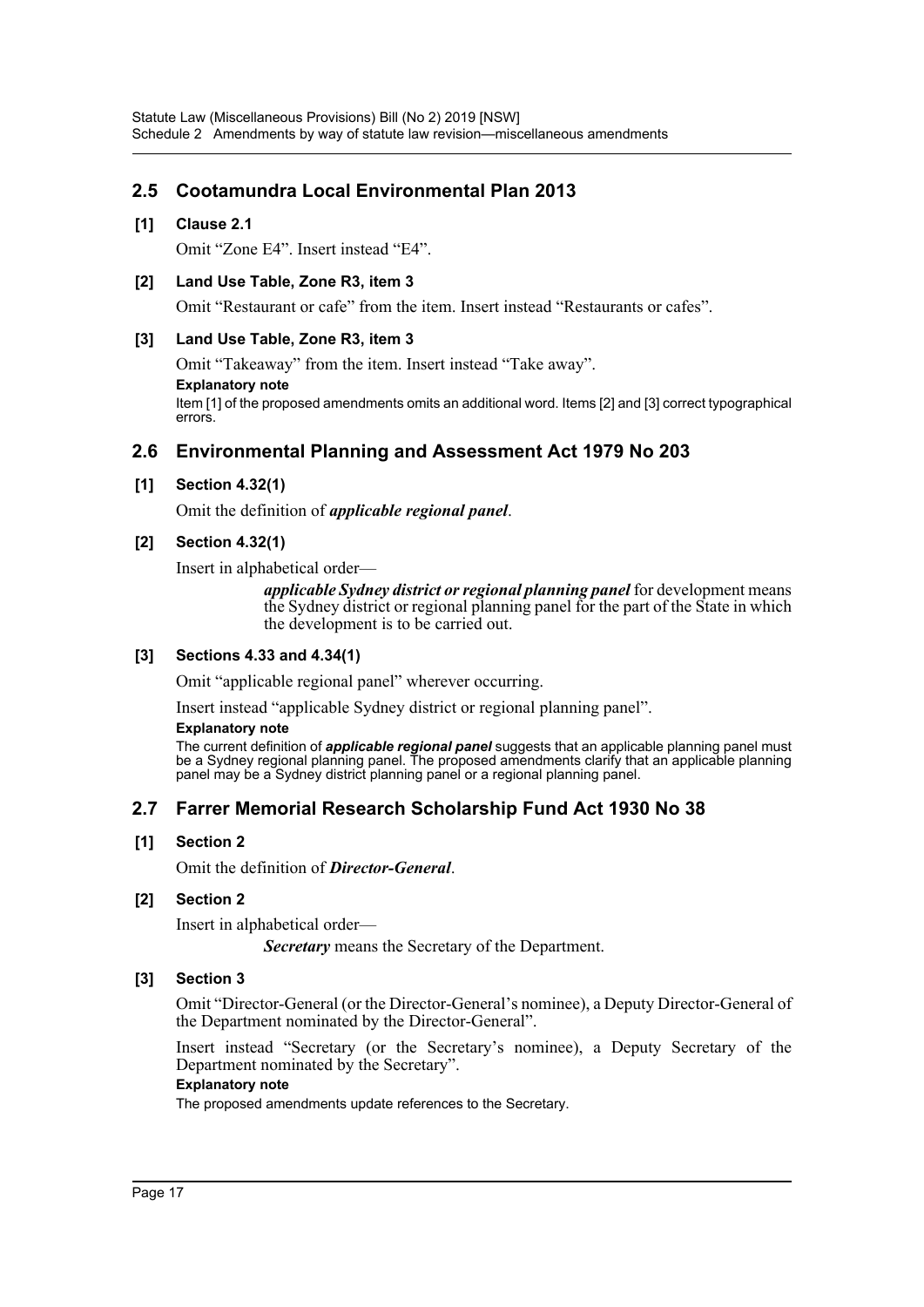## 2.5 Cootamundra Local Environmental Plan 2013

### [1] Clause 2.1

Omit "Zone E4". Insert instead "E4".

### [2] Land Use Table, Zone R3, item 3

Omit "Restaurant or cafe" from the item. Insert instead "Restaurants or cafes".

### [3] Land Use Table, Zone R3, item 3

Omit "Takeaway" from the item. Insert instead "Take away".

**Explanatory note**

Item [1] of the proposed amendments omits an additional word. Items [2] and [3] correct typographical errors.

## 2.6 Environmental Planning and Assessment Act 1979 No 203

### [1] Section 4.32(1)

Omit the definition of ***applicable regional panel***.

### [2] Section 4.32(1)

Insert in alphabetical order—

> ***applicable Sydney district or regional planning panel*** for development means the Sydney district or regional planning panel for the part of the State in which the development is to be carried out.

### [3] Sections 4.33 and 4.34(1)

Omit "applicable regional panel" wherever occurring.

Insert instead "applicable Sydney district or regional planning panel".

**Explanatory note**

The current definition of ***applicable regional panel*** suggests that an applicable planning panel must be a Sydney regional planning panel. The proposed amendments clarify that an applicable planning panel may be a Sydney district planning panel or a regional planning panel.

## 2.7 Farrer Memorial Research Scholarship Fund Act 1930 No 38

### [1] Section 2

Omit the definition of ***Director-General***.

### [2] Section 2

Insert in alphabetical order—

> ***Secretary*** means the Secretary of the Department.

### [3] Section 3

Omit "Director-General (or the Director-General's nominee), a Deputy Director-General of the Department nominated by the Director-General".

Insert instead "Secretary (or the Secretary's nominee), a Deputy Secretary of the Department nominated by the Secretary".

**Explanatory note**

The proposed amendments update references to the Secretary.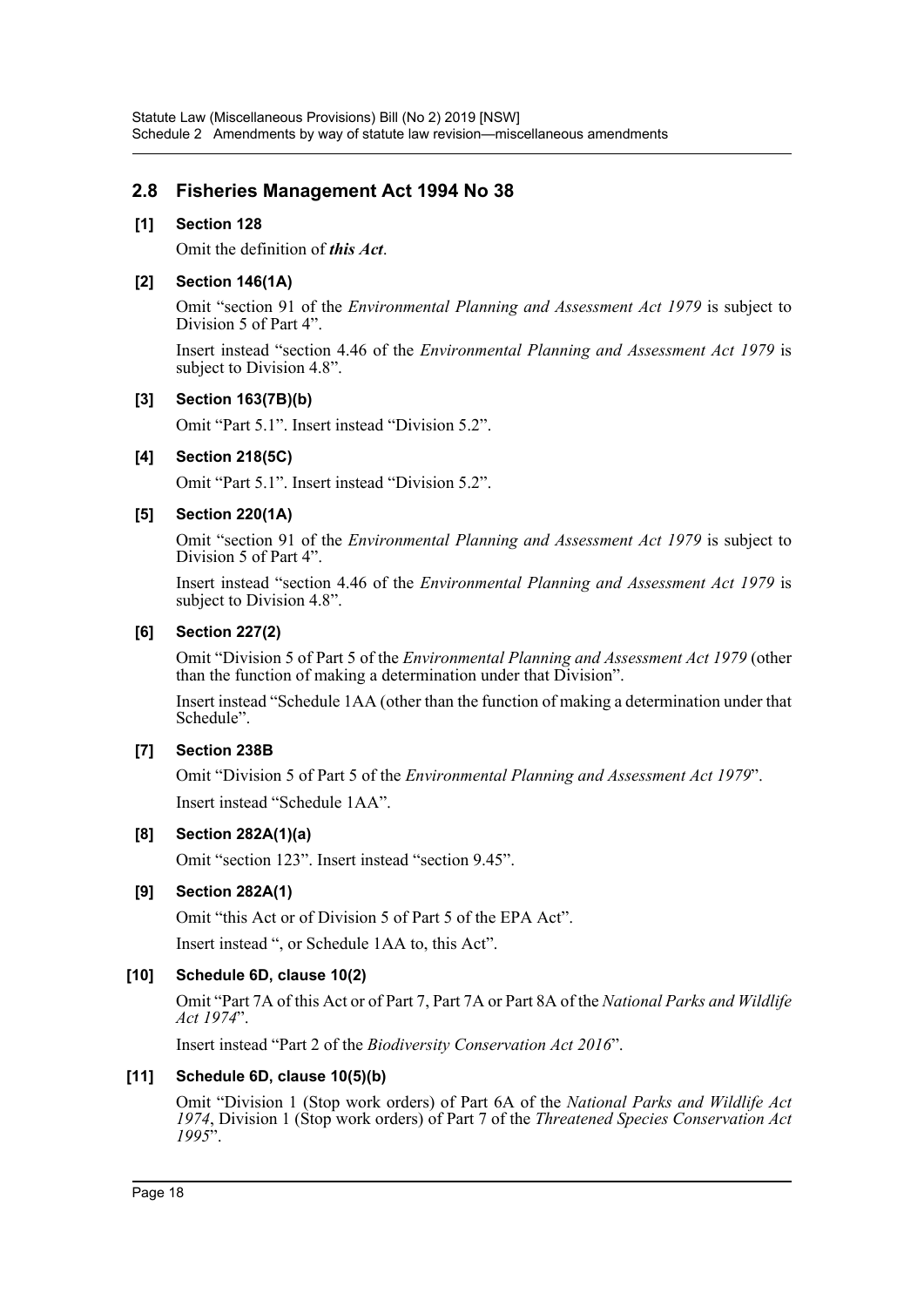## 2.8 Fisheries Management Act 1994 No 38

### [1] Section 128

Omit the definition of ***this Act***.

### [2] Section 146(1A)

Omit "section 91 of the *Environmental Planning and Assessment Act 1979* is subject to Division 5 of Part 4".

Insert instead "section 4.46 of the *Environmental Planning and Assessment Act 1979* is subject to Division 4.8".

### [3] Section 163(7B)(b)

Omit "Part 5.1". Insert instead "Division 5.2".

### [4] Section 218(5C)

Omit "Part 5.1". Insert instead "Division 5.2".

### [5] Section 220(1A)

Omit "section 91 of the *Environmental Planning and Assessment Act 1979* is subject to Division 5 of Part 4".

Insert instead "section 4.46 of the *Environmental Planning and Assessment Act 1979* is subject to Division 4.8".

### [6] Section 227(2)

Omit "Division 5 of Part 5 of the *Environmental Planning and Assessment Act 1979* (other than the function of making a determination under that Division".

Insert instead "Schedule 1AA (other than the function of making a determination under that Schedule".

### [7] Section 238B

Omit "Division 5 of Part 5 of the *Environmental Planning and Assessment Act 1979*".

Insert instead "Schedule 1AA".

### [8] Section 282A(1)(a)

Omit "section 123". Insert instead "section 9.45".

### [9] Section 282A(1)

Omit "this Act or of Division 5 of Part 5 of the EPA Act".

Insert instead ", or Schedule 1AA to, this Act".

### [10] Schedule 6D, clause 10(2)

Omit "Part 7A of this Act or of Part 7, Part 7A or Part 8A of the *National Parks and Wildlife Act 1974*".

Insert instead "Part 2 of the *Biodiversity Conservation Act 2016*".

### [11] Schedule 6D, clause 10(5)(b)

Omit "Division 1 (Stop work orders) of Part 6A of the *National Parks and Wildlife Act 1974*, Division 1 (Stop work orders) of Part 7 of the *Threatened Species Conservation Act 1995*".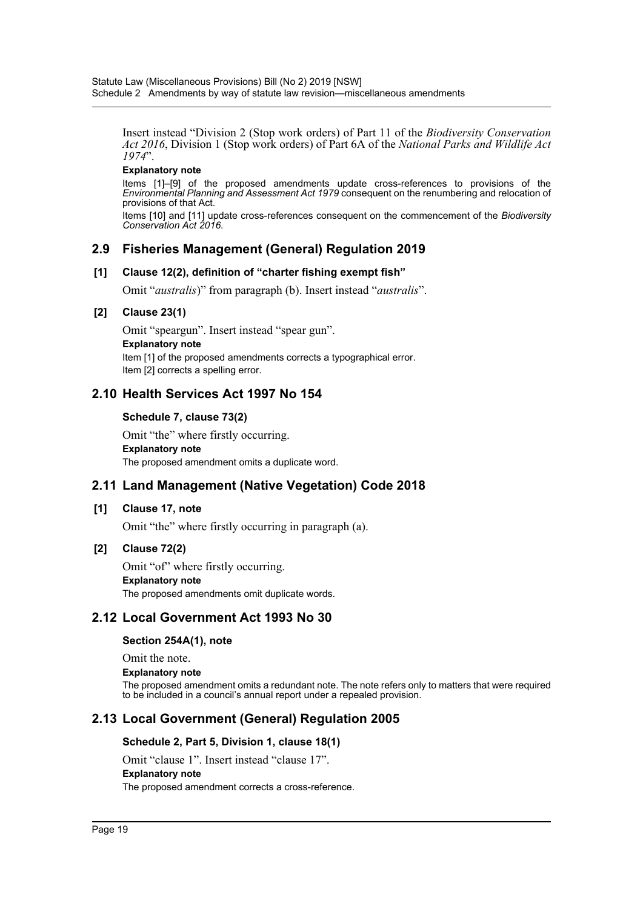Insert instead "Division 2 (Stop work orders) of Part 11 of the *Biodiversity Conservation Act 2016*, Division 1 (Stop work orders) of Part 6A of the *National Parks and Wildlife Act 1974*".

**Explanatory note**

Items [1]–[9] of the proposed amendments update cross-references to provisions of the *Environmental Planning and Assessment Act 1979* consequent on the renumbering and relocation of provisions of that Act.

Items [10] and [11] update cross-references consequent on the commencement of the *Biodiversity Conservation Act 2016*.

## 2.9 Fisheries Management (General) Regulation 2019

### [1] Clause 12(2), definition of "charter fishing exempt fish"

Omit "*australis*)" from paragraph (b). Insert instead "*australis*".

### [2] Clause 23(1)

Omit "speargun". Insert instead "spear gun".

**Explanatory note**

Item [1] of the proposed amendments corrects a typographical error.

Item [2] corrects a spelling error.

## 2.10 Health Services Act 1997 No 154

### Schedule 7, clause 73(2)

Omit "the" where firstly occurring.

**Explanatory note**

The proposed amendment omits a duplicate word.

## 2.11 Land Management (Native Vegetation) Code 2018

### [1] Clause 17, note

Omit "the" where firstly occurring in paragraph (a).

### [2] Clause 72(2)

Omit "of" where firstly occurring.

**Explanatory note**

The proposed amendments omit duplicate words.

## 2.12 Local Government Act 1993 No 30

### Section 254A(1), note

Omit the note.

**Explanatory note**

The proposed amendment omits a redundant note. The note refers only to matters that were required to be included in a council's annual report under a repealed provision.

## 2.13 Local Government (General) Regulation 2005

### Schedule 2, Part 5, Division 1, clause 18(1)

Omit "clause 1". Insert instead "clause 17".

**Explanatory note**

The proposed amendment corrects a cross-reference.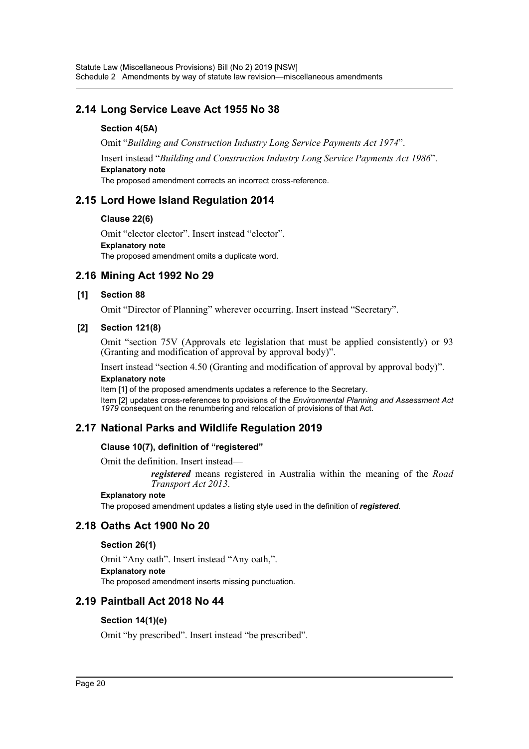## 2.14 Long Service Leave Act 1955 No 38

### Section 4(5A)

Omit "*Building and Construction Industry Long Service Payments Act 1974*".

Insert instead "*Building and Construction Industry Long Service Payments Act 1986*".

**Explanatory note**

The proposed amendment corrects an incorrect cross-reference.

## 2.15 Lord Howe Island Regulation 2014

### Clause 22(6)

Omit "elector elector". Insert instead "elector".

**Explanatory note**

The proposed amendment omits a duplicate word.

## 2.16 Mining Act 1992 No 29

### [1] Section 88

Omit "Director of Planning" wherever occurring. Insert instead "Secretary".

### [2] Section 121(8)

Omit "section 75V (Approvals etc legislation that must be applied consistently) or 93 (Granting and modification of approval by approval body)".

Insert instead "section 4.50 (Granting and modification of approval by approval body)".

**Explanatory note**

Item [1] of the proposed amendments updates a reference to the Secretary.

Item [2] updates cross-references to provisions of the *Environmental Planning and Assessment Act 1979* consequent on the renumbering and relocation of provisions of that Act.

## 2.17 National Parks and Wildlife Regulation 2019

### Clause 10(7), definition of "registered"

Omit the definition. Insert instead—

> ***registered*** means registered in Australia within the meaning of the *Road Transport Act 2013*.

**Explanatory note**

The proposed amendment updates a listing style used in the definition of ***registered***.

## 2.18 Oaths Act 1900 No 20

### Section 26(1)

Omit "Any oath". Insert instead "Any oath,".

**Explanatory note**

The proposed amendment inserts missing punctuation.

## 2.19 Paintball Act 2018 No 44

### Section 14(1)(e)

Omit "by prescribed". Insert instead "be prescribed".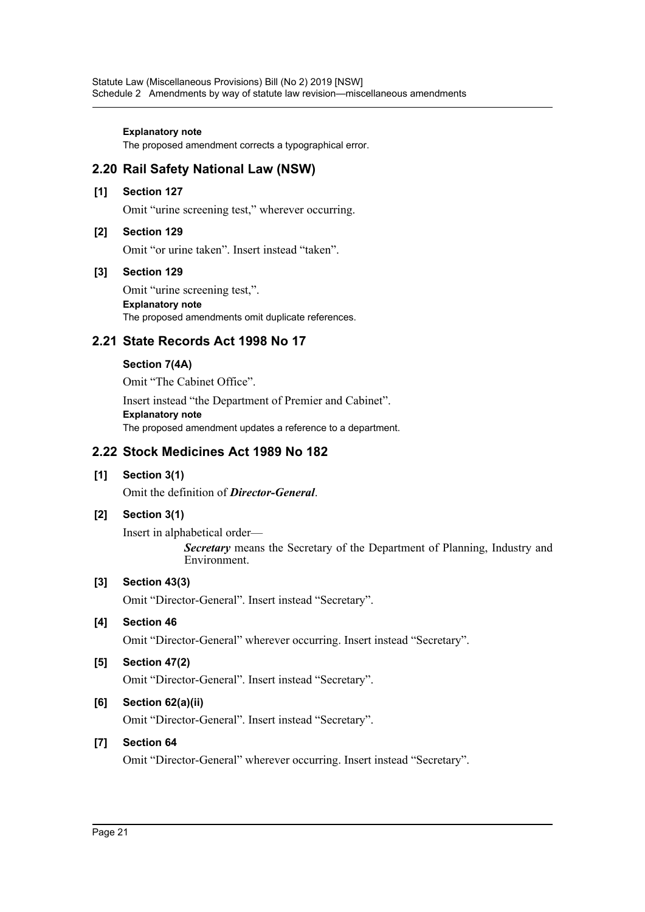**Explanatory note**

The proposed amendment corrects a typographical error.

## 2.20 Rail Safety National Law (NSW)

**[1] Section 127**

Omit "urine screening test," wherever occurring.

**[2] Section 129**

Omit "or urine taken". Insert instead "taken".

**[3] Section 129**

Omit "urine screening test,".

**Explanatory note**

The proposed amendments omit duplicate references.

## 2.21 State Records Act 1998 No 17

**Section 7(4A)**

Omit "The Cabinet Office".

Insert instead "the Department of Premier and Cabinet".

**Explanatory note**

The proposed amendment updates a reference to a department.

## 2.22 Stock Medicines Act 1989 No 182

**[1] Section 3(1)**

Omit the definition of ***Director-General***.

**[2] Section 3(1)**

Insert in alphabetical order—

> ***Secretary*** means the Secretary of the Department of Planning, Industry and Environment.

**[3] Section 43(3)**

Omit "Director-General". Insert instead "Secretary".

**[4] Section 46**

Omit "Director-General" wherever occurring. Insert instead "Secretary".

**[5] Section 47(2)**

Omit "Director-General". Insert instead "Secretary".

**[6] Section 62(a)(ii)**

Omit "Director-General". Insert instead "Secretary".

**[7] Section 64**

Omit "Director-General" wherever occurring. Insert instead "Secretary".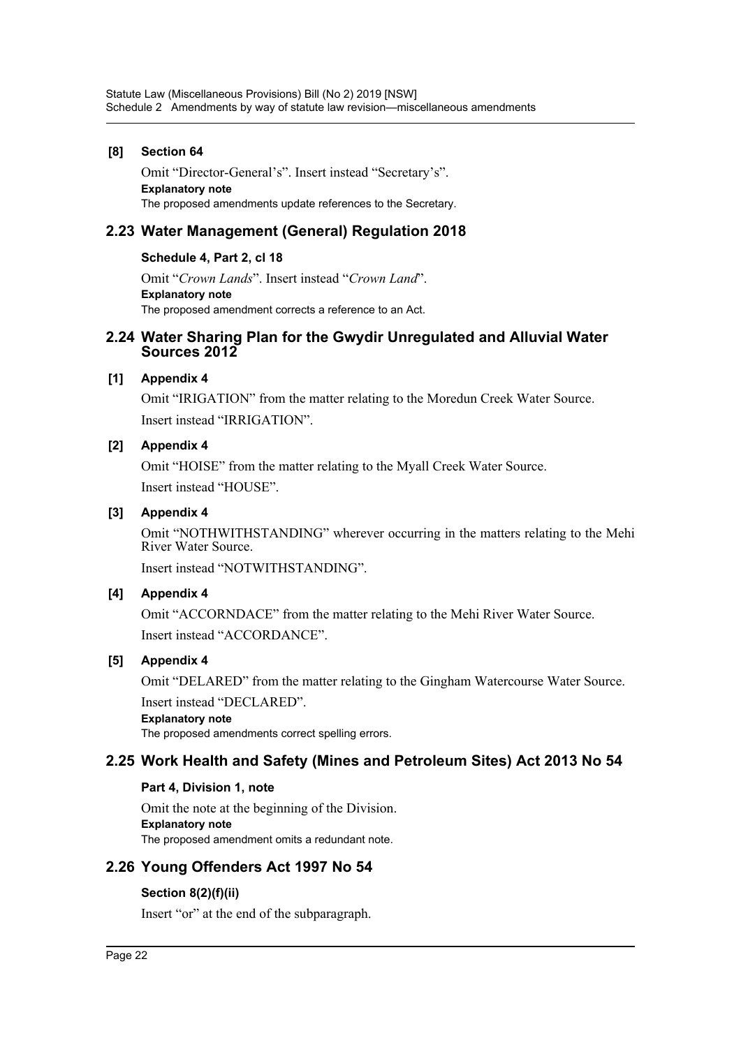### [8] Section 64

Omit "Director-General's". Insert instead "Secretary's".

**Explanatory note**

The proposed amendments update references to the Secretary.

## 2.23 Water Management (General) Regulation 2018

### Schedule 4, Part 2, cl 18

Omit "*Crown Lands*". Insert instead "*Crown Land*".

**Explanatory note**

The proposed amendment corrects a reference to an Act.

## 2.24 Water Sharing Plan for the Gwydir Unregulated and Alluvial Water Sources 2012

### [1] Appendix 4

Omit "IRIGATION" from the matter relating to the Moredun Creek Water Source.

Insert instead "IRRIGATION".

### [2] Appendix 4

Omit "HOISE" from the matter relating to the Myall Creek Water Source.

Insert instead "HOUSE".

### [3] Appendix 4

Omit "NOTHWITHSTANDING" wherever occurring in the matters relating to the Mehi River Water Source.

Insert instead "NOTWITHSTANDING".

### [4] Appendix 4

Omit "ACCORNDACE" from the matter relating to the Mehi River Water Source.

Insert instead "ACCORDANCE".

### [5] Appendix 4

Omit "DELARED" from the matter relating to the Gingham Watercourse Water Source.

Insert instead "DECLARED".

**Explanatory note**

The proposed amendments correct spelling errors.

## 2.25 Work Health and Safety (Mines and Petroleum Sites) Act 2013 No 54

### Part 4, Division 1, note

Omit the note at the beginning of the Division.

**Explanatory note**

The proposed amendment omits a redundant note.

## 2.26 Young Offenders Act 1997 No 54

### Section 8(2)(f)(ii)

Insert "or" at the end of the subparagraph.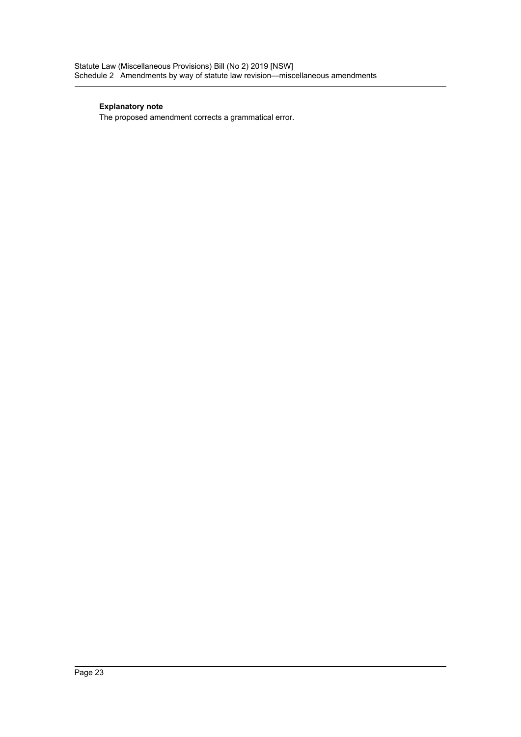**Explanatory note**

The proposed amendment corrects a grammatical error.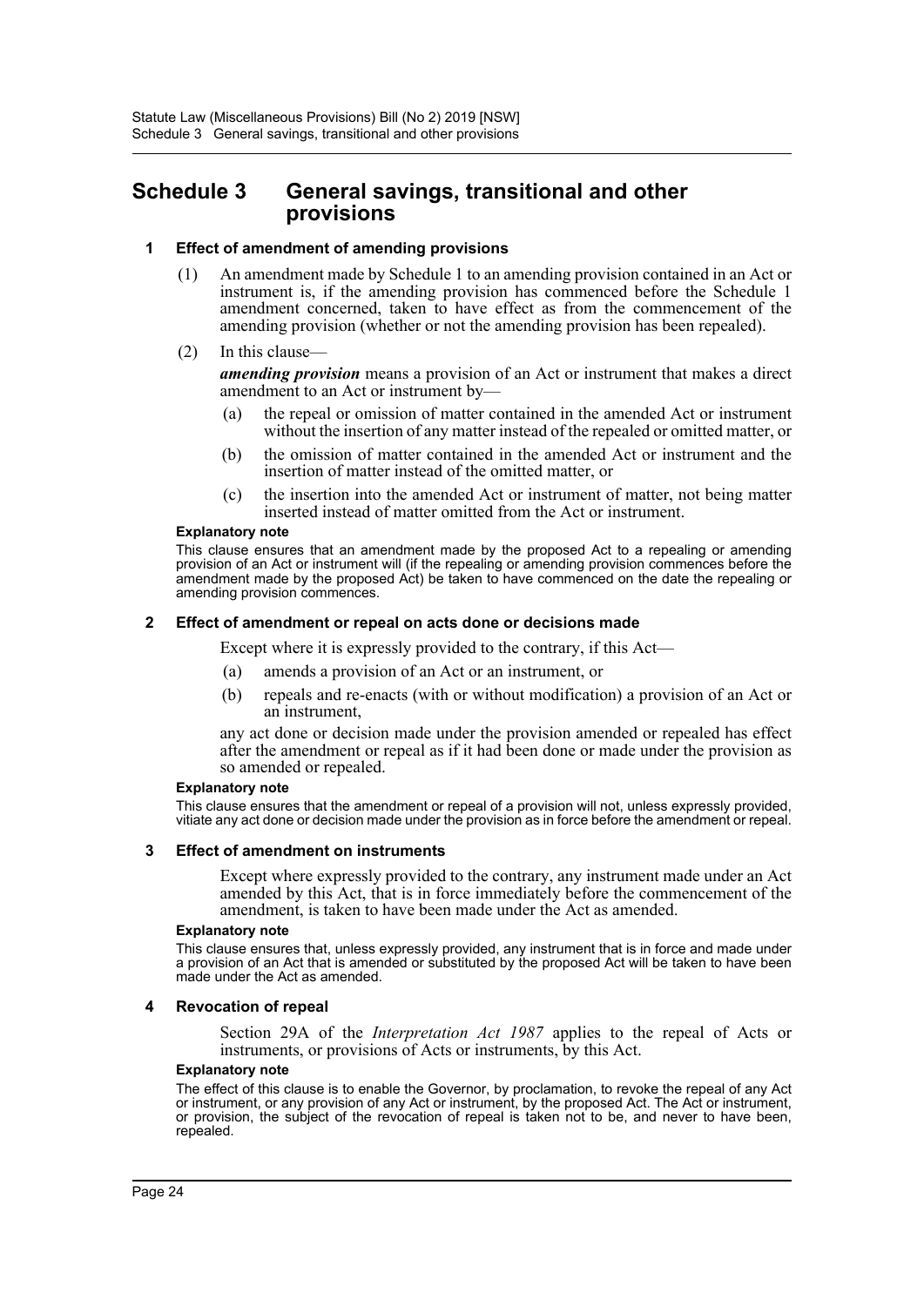# Schedule 3 General savings, transitional and other provisions

## 1 Effect of amendment of amending provisions

(1) An amendment made by Schedule 1 to an amending provision contained in an Act or instrument is, if the amending provision has commenced before the Schedule 1 amendment concerned, taken to have effect as from the commencement of the amending provision (whether or not the amending provision has been repealed).

(2) In this clause—

***amending provision*** means a provision of an Act or instrument that makes a direct amendment to an Act or instrument by—

- (a) the repeal or omission of matter contained in the amended Act or instrument without the insertion of any matter instead of the repealed or omitted matter, or
- (b) the omission of matter contained in the amended Act or instrument and the insertion of matter instead of the omitted matter, or
- (c) the insertion into the amended Act or instrument of matter, not being matter inserted instead of matter omitted from the Act or instrument.

**Explanatory note**

This clause ensures that an amendment made by the proposed Act to a repealing or amending provision of an Act or instrument will (if the repealing or amending provision commences before the amendment made by the proposed Act) be taken to have commenced on the date the repealing or amending provision commences.

## 2 Effect of amendment or repeal on acts done or decisions made

Except where it is expressly provided to the contrary, if this Act—

- (a) amends a provision of an Act or an instrument, or
- (b) repeals and re-enacts (with or without modification) a provision of an Act or an instrument,

any act done or decision made under the provision amended or repealed has effect after the amendment or repeal as if it had been done or made under the provision as so amended or repealed.

**Explanatory note**

This clause ensures that the amendment or repeal of a provision will not, unless expressly provided, vitiate any act done or decision made under the provision as in force before the amendment or repeal.

## 3 Effect of amendment on instruments

Except where expressly provided to the contrary, any instrument made under an Act amended by this Act, that is in force immediately before the commencement of the amendment, is taken to have been made under the Act as amended.

**Explanatory note**

This clause ensures that, unless expressly provided, any instrument that is in force and made under a provision of an Act that is amended or substituted by the proposed Act will be taken to have been made under the Act as amended.

## 4 Revocation of repeal

Section 29A of the *Interpretation Act 1987* applies to the repeal of Acts or instruments, or provisions of Acts or instruments, by this Act.

**Explanatory note**

The effect of this clause is to enable the Governor, by proclamation, to revoke the repeal of any Act or instrument, or any provision of any Act or instrument, by the proposed Act. The Act or instrument, or provision, the subject of the revocation of repeal is taken not to be, and never to have been, repealed.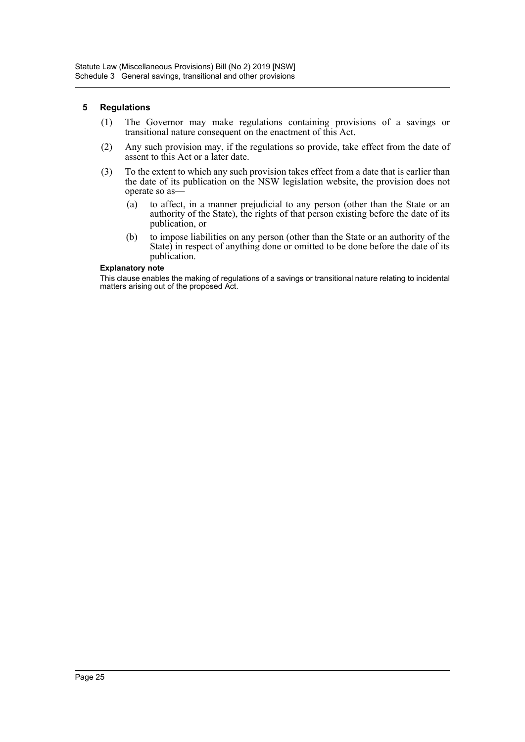### 5 Regulations

(1) The Governor may make regulations containing provisions of a savings or transitional nature consequent on the enactment of this Act.

(2) Any such provision may, if the regulations so provide, take effect from the date of assent to this Act or a later date.

(3) To the extent to which any such provision takes effect from a date that is earlier than the date of its publication on the NSW legislation website, the provision does not operate so as—

(a) to affect, in a manner prejudicial to any person (other than the State or an authority of the State), the rights of that person existing before the date of its publication, or

(b) to impose liabilities on any person (other than the State or an authority of the State) in respect of anything done or omitted to be done before the date of its publication.

**Explanatory note**

This clause enables the making of regulations of a savings or transitional nature relating to incidental matters arising out of the proposed Act.